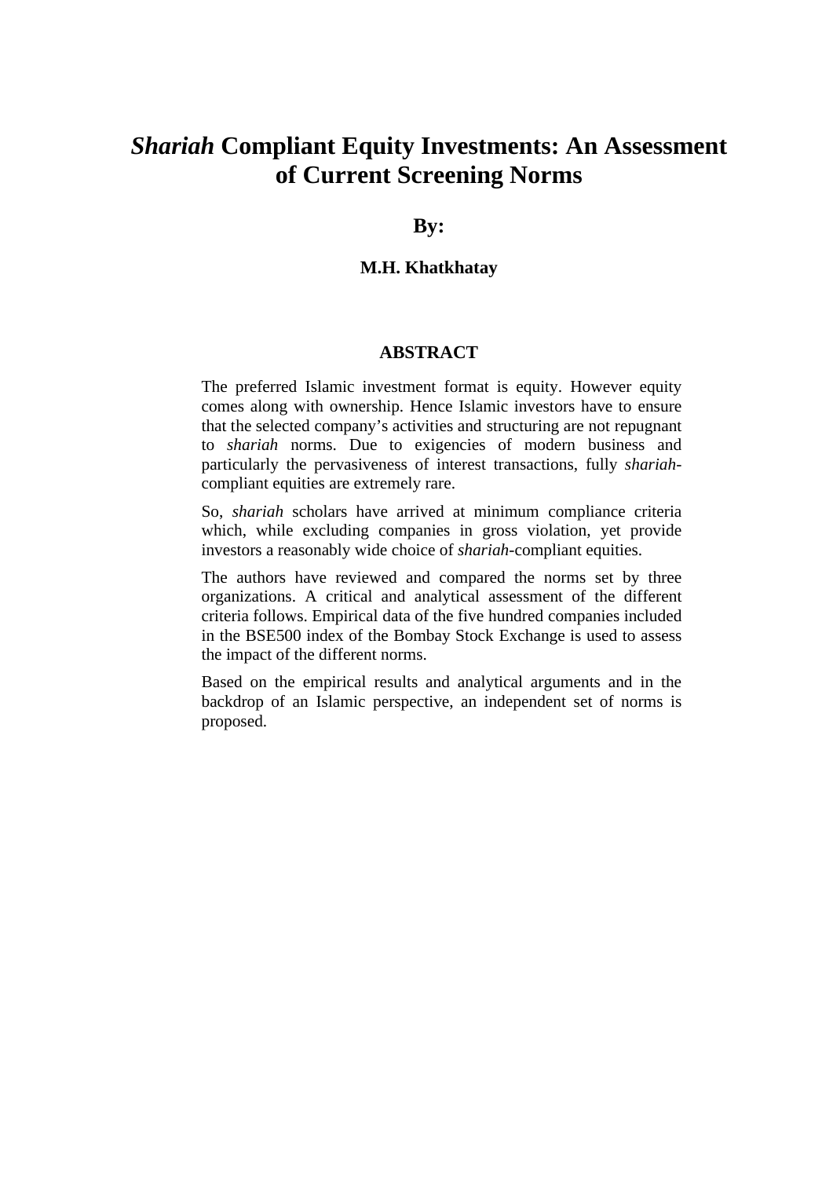# *Shariah* Compliant Equity Investments: An Assessment of Current Screening Norms

**By:**

**M.H. Khatkhatay**

## ABSTRACT

The preferred Islamic investment format is equity. However equity comes along with ownership. Hence Islamic investors have to ensure that the selected company's activities and structuring are not repugnant to *shariah* norms. Due to exigencies of modern business and particularly the pervasiveness of interest transactions, fully *shariah*-compliant equities are extremely rare.

So, *shariah* scholars have arrived at minimum compliance criteria which, while excluding companies in gross violation, yet provide investors a reasonably wide choice of *shariah*-compliant equities.

The authors have reviewed and compared the norms set by three organizations. A critical and analytical assessment of the different criteria follows. Empirical data of the five hundred companies included in the BSE500 index of the Bombay Stock Exchange is used to assess the impact of the different norms.

Based on the empirical results and analytical arguments and in the backdrop of an Islamic perspective, an independent set of norms is proposed.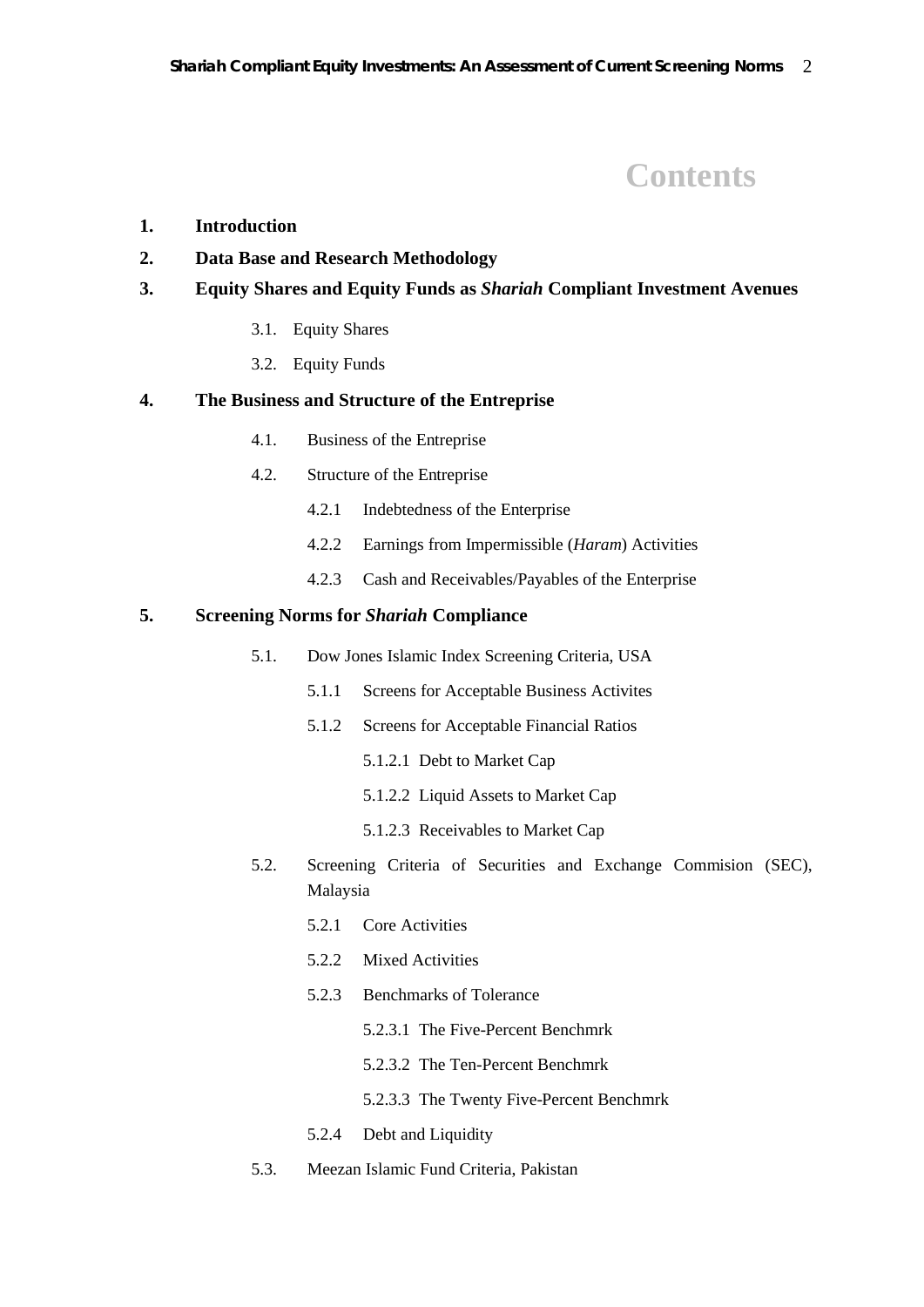# Contents

**1. Introduction**

**2. Data Base and Research Methodology**

**3. Equity Shares and Equity Funds as *Shariah* Compliant Investment Avenues**

- 3.1. Equity Shares
- 3.2. Equity Funds

**4. The Business and Structure of the Entreprise**

- 4.1. Business of the Entreprise
- 4.2. Structure of the Entreprise
  - 4.2.1 Indebtedness of the Enterprise
  - 4.2.2 Earnings from Impermissible (*Haram*) Activities
  - 4.2.3 Cash and Receivables/Payables of the Enterprise

**5. Screening Norms for *Shariah* Compliance**

- 5.1. Dow Jones Islamic Index Screening Criteria, USA
  - 5.1.1 Screens for Acceptable Business Activites
  - 5.1.2 Screens for Acceptable Financial Ratios
    - 5.1.2.1 Debt to Market Cap
    - 5.1.2.2 Liquid Assets to Market Cap
    - 5.1.2.3 Receivables to Market Cap
- 5.2. Screening Criteria of Securities and Exchange Commision (SEC), Malaysia
  - 5.2.1 Core Activities
  - 5.2.2 Mixed Activities
  - 5.2.3 Benchmarks of Tolerance
    - 5.2.3.1 The Five-Percent Benchmrk
    - 5.2.3.2 The Ten-Percent Benchmrk
    - 5.2.3.3 The Twenty Five-Percent Benchmrk
  - 5.2.4 Debt and Liquidity
- 5.3. Meezan Islamic Fund Criteria, Pakistan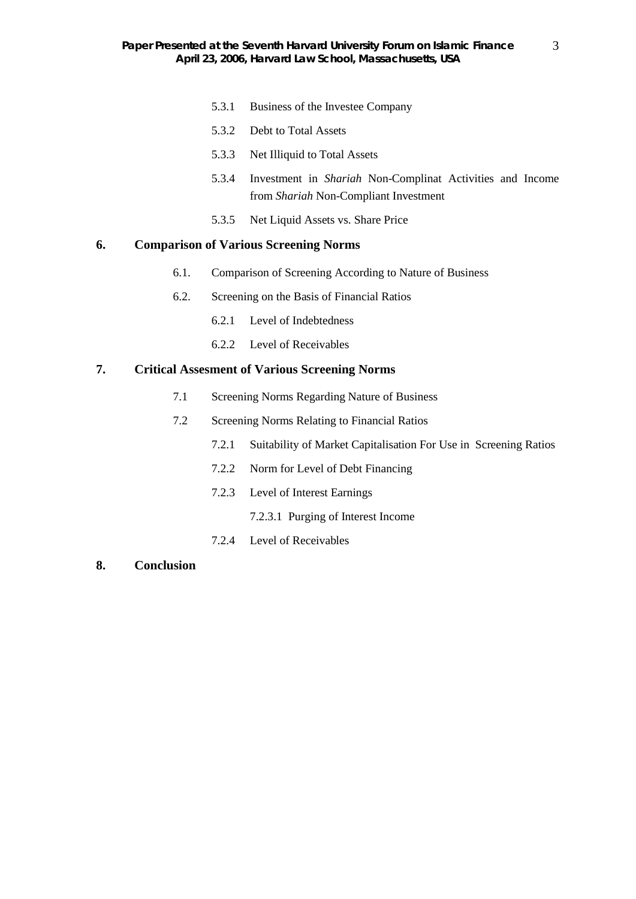5.3.1 Business of the Investee Company

5.3.2 Debt to Total Assets

5.3.3 Net Illiquid to Total Assets

5.3.4 Investment in *Shariah* Non-Complinat Activities and Income from *Shariah* Non-Compliant Investment

5.3.5 Net Liquid Assets vs. Share Price

**6. Comparison of Various Screening Norms**

6.1. Comparison of Screening According to Nature of Business

6.2. Screening on the Basis of Financial Ratios

6.2.1 Level of Indebtedness

6.2.2 Level of Receivables

**7. Critical Assesment of Various Screening Norms**

7.1 Screening Norms Regarding Nature of Business

7.2 Screening Norms Relating to Financial Ratios

7.2.1 Suitability of Market Capitalisation For Use in Screening Ratios

7.2.2 Norm for Level of Debt Financing

7.2.3 Level of Interest Earnings

7.2.3.1 Purging of Interest Income

7.2.4 Level of Receivables

**8. Conclusion**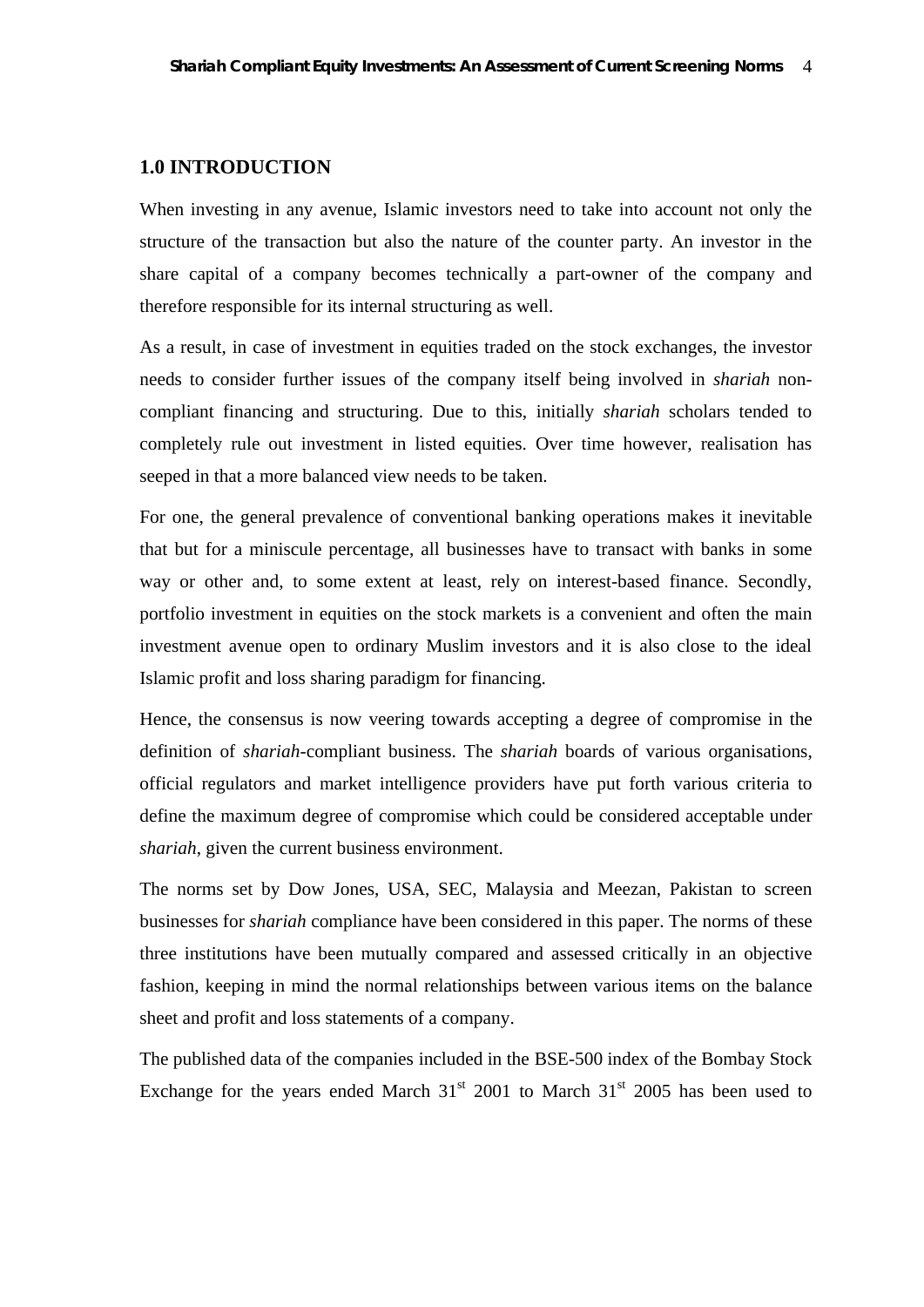## 1.0 INTRODUCTION

When investing in any avenue, Islamic investors need to take into account not only the structure of the transaction but also the nature of the counter party. An investor in the share capital of a company becomes technically a part-owner of the company and therefore responsible for its internal structuring as well.

As a result, in case of investment in equities traded on the stock exchanges, the investor needs to consider further issues of the company itself being involved in *shariah* non-compliant financing and structuring. Due to this, initially *shariah* scholars tended to completely rule out investment in listed equities. Over time however, realisation has seeped in that a more balanced view needs to be taken.

For one, the general prevalence of conventional banking operations makes it inevitable that but for a miniscule percentage, all businesses have to transact with banks in some way or other and, to some extent at least, rely on interest-based finance. Secondly, portfolio investment in equities on the stock markets is a convenient and often the main investment avenue open to ordinary Muslim investors and it is also close to the ideal Islamic profit and loss sharing paradigm for financing.

Hence, the consensus is now veering towards accepting a degree of compromise in the definition of *shariah*-compliant business. The *shariah* boards of various organisations, official regulators and market intelligence providers have put forth various criteria to define the maximum degree of compromise which could be considered acceptable under *shariah*, given the current business environment.

The norms set by Dow Jones, USA, SEC, Malaysia and Meezan, Pakistan to screen businesses for *shariah* compliance have been considered in this paper. The norms of these three institutions have been mutually compared and assessed critically in an objective fashion, keeping in mind the normal relationships between various items on the balance sheet and profit and loss statements of a company.

The published data of the companies included in the BSE-500 index of the Bombay Stock Exchange for the years ended March 31st 2001 to March 31st 2005 has been used to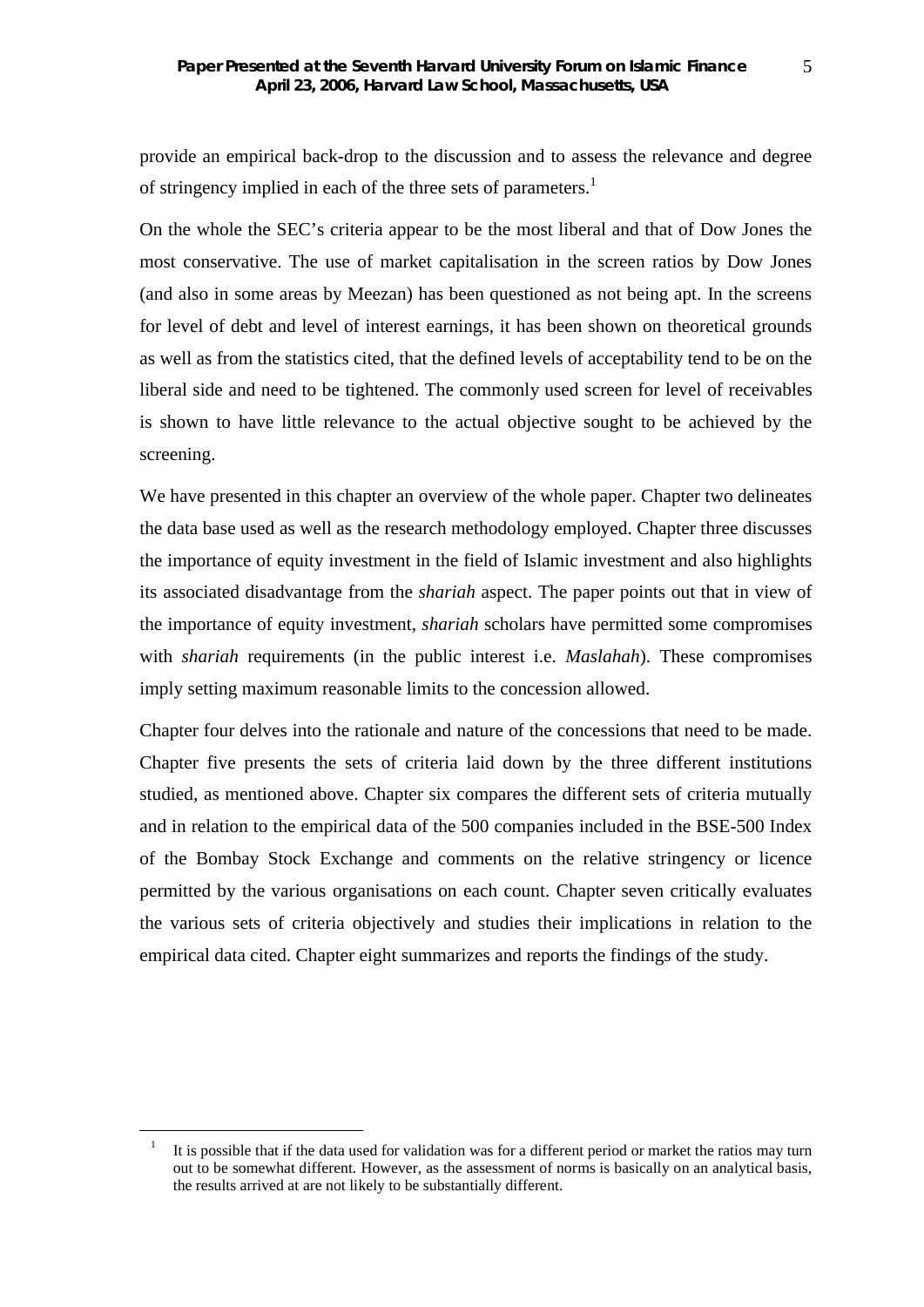provide an empirical back-drop to the discussion and to assess the relevance and degree of stringency implied in each of the three sets of parameters.[1]

On the whole the SEC's criteria appear to be the most liberal and that of Dow Jones the most conservative. The use of market capitalisation in the screen ratios by Dow Jones (and also in some areas by Meezan) has been questioned as not being apt. In the screens for level of debt and level of interest earnings, it has been shown on theoretical grounds as well as from the statistics cited, that the defined levels of acceptability tend to be on the liberal side and need to be tightened. The commonly used screen for level of receivables is shown to have little relevance to the actual objective sought to be achieved by the screening.

We have presented in this chapter an overview of the whole paper. Chapter two delineates the data base used as well as the research methodology employed. Chapter three discusses the importance of equity investment in the field of Islamic investment and also highlights its associated disadvantage from the *shariah* aspect. The paper points out that in view of the importance of equity investment, *shariah* scholars have permitted some compromises with *shariah* requirements (in the public interest i.e. *Maslahah*). These compromises imply setting maximum reasonable limits to the concession allowed.

Chapter four delves into the rationale and nature of the concessions that need to be made. Chapter five presents the sets of criteria laid down by the three different institutions studied, as mentioned above. Chapter six compares the different sets of criteria mutually and in relation to the empirical data of the 500 companies included in the BSE-500 Index of the Bombay Stock Exchange and comments on the relative stringency or licence permitted by the various organisations on each count. Chapter seven critically evaluates the various sets of criteria objectively and studies their implications in relation to the empirical data cited. Chapter eight summarizes and reports the findings of the study.

---

[1] It is possible that if the data used for validation was for a different period or market the ratios may turn out to be somewhat different. However, as the assessment of norms is basically on an analytical basis, the results arrived at are not likely to be substantially different.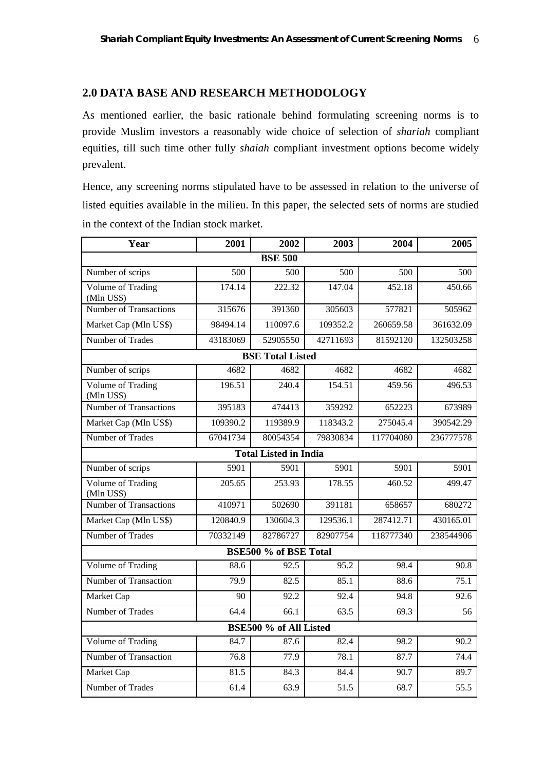## 2.0 DATA BASE AND RESEARCH METHODOLOGY

As mentioned earlier, the basic rationale behind formulating screening norms is to provide Muslim investors a reasonably wide choice of selection of *shariah* compliant equities, till such time other fully *shaiah* compliant investment options become widely prevalent.

Hence, any screening norms stipulated have to be assessed in relation to the universe of listed equities available in the milieu. In this paper, the selected sets of norms are studied in the context of the Indian stock market.

| Year | 2001 | 2002 | 2003 | 2004 | 2005 |
|---|---|---|---|---|---|
| **BSE 500** | | | | | |
| Number of scrips | 500 | 500 | 500 | 500 | 500 |
| Volume of Trading (Mln US$) | 174.14 | 222.32 | 147.04 | 452.18 | 450.66 |
| Number of Transactions | 315676 | 391360 | 305603 | 577821 | 505962 |
| Market Cap (Mln US$) | 98494.14 | 110097.6 | 109352.2 | 260659.58 | 361632.09 |
| Number of Trades | 43183069 | 52905550 | 42711693 | 81592120 | 132503258 |
| **BSE Total Listed** | | | | | |
| Number of scrips | 4682 | 4682 | 4682 | 4682 | 4682 |
| Volume of Trading (Mln US$) | 196.51 | 240.4 | 154.51 | 459.56 | 496.53 |
| Number of Transactions | 395183 | 474413 | 359292 | 652223 | 673989 |
| Market Cap (Mln US$) | 109390.2 | 119389.9 | 118343.2 | 275045.4 | 390542.29 |
| Number of Trades | 67041734 | 80054354 | 79830834 | 117704080 | 236777578 |
| **Total Listed in India** | | | | | |
| Number of scrips | 5901 | 5901 | 5901 | 5901 | 5901 |
| Volume of Trading (Mln US$) | 205.65 | 253.93 | 178.55 | 460.52 | 499.47 |
| Number of Transactions | 410971 | 502690 | 391181 | 658657 | 680272 |
| Market Cap (Mln US$) | 120840.9 | 130604.3 | 129536.1 | 287412.71 | 430165.01 |
| Number of Trades | 70332149 | 82786727 | 82907754 | 118777340 | 238544906 |
| **BSE500 % of BSE Total** | | | | | |
| Volume of Trading | 88.6 | 92.5 | 95.2 | 98.4 | 90.8 |
| Number of Transaction | 79.9 | 82.5 | 85.1 | 88.6 | 75.1 |
| Market Cap | 90 | 92.2 | 92.4 | 94.8 | 92.6 |
| Number of Trades | 64.4 | 66.1 | 63.5 | 69.3 | 56 |
| **BSE500 % of All Listed** | | | | | |
| Volume of Trading | 84.7 | 87.6 | 82.4 | 98.2 | 90.2 |
| Number of Transaction | 76.8 | 77.9 | 78.1 | 87.7 | 74.4 |
| Market Cap | 81.5 | 84.3 | 84.4 | 90.7 | 89.7 |
| Number of Trades | 61.4 | 63.9 | 51.5 | 68.7 | 55.5 |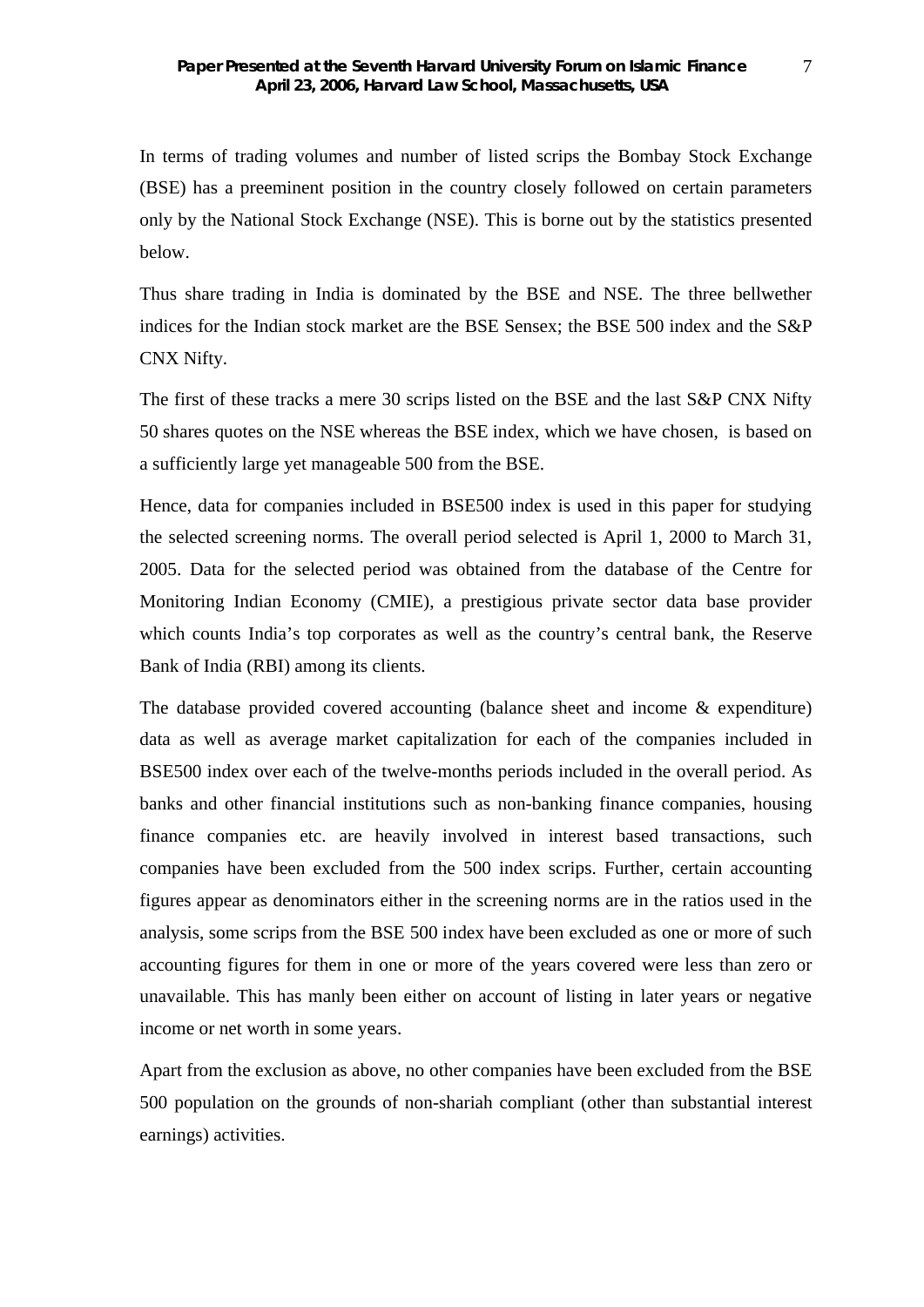In terms of trading volumes and number of listed scrips the Bombay Stock Exchange (BSE) has a preeminent position in the country closely followed on certain parameters only by the National Stock Exchange (NSE). This is borne out by the statistics presented below.

Thus share trading in India is dominated by the BSE and NSE. The three bellwether indices for the Indian stock market are the BSE Sensex; the BSE 500 index and the S&P CNX Nifty.

The first of these tracks a mere 30 scrips listed on the BSE and the last S&P CNX Nifty 50 shares quotes on the NSE whereas the BSE index, which we have chosen, is based on a sufficiently large yet manageable 500 from the BSE.

Hence, data for companies included in BSE500 index is used in this paper for studying the selected screening norms. The overall period selected is April 1, 2000 to March 31, 2005. Data for the selected period was obtained from the database of the Centre for Monitoring Indian Economy (CMIE), a prestigious private sector data base provider which counts India's top corporates as well as the country's central bank, the Reserve Bank of India (RBI) among its clients.

The database provided covered accounting (balance sheet and income & expenditure) data as well as average market capitalization for each of the companies included in BSE500 index over each of the twelve-months periods included in the overall period. As banks and other financial institutions such as non-banking finance companies, housing finance companies etc. are heavily involved in interest based transactions, such companies have been excluded from the 500 index scrips. Further, certain accounting figures appear as denominators either in the screening norms are in the ratios used in the analysis, some scrips from the BSE 500 index have been excluded as one or more of such accounting figures for them in one or more of the years covered were less than zero or unavailable. This has manly been either on account of listing in later years or negative income or net worth in some years.

Apart from the exclusion as above, no other companies have been excluded from the BSE 500 population on the grounds of non-shariah compliant (other than substantial interest earnings) activities.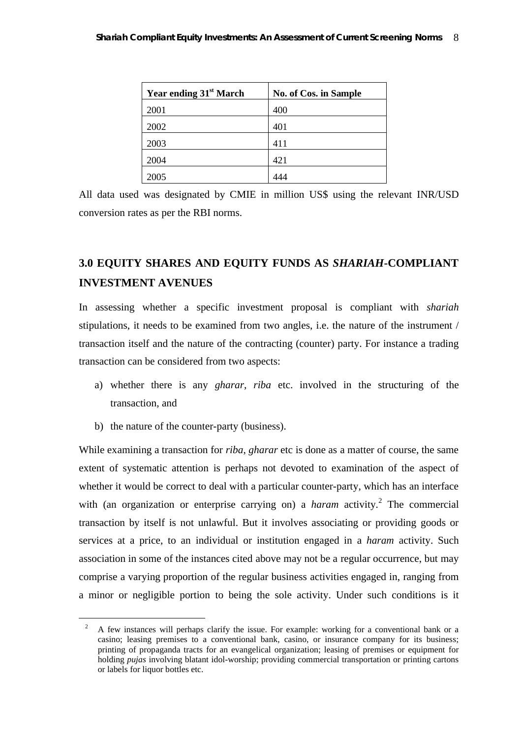| Year ending 31st March | No. of Cos. in Sample |
|---|---|
| 2001 | 400 |
| 2002 | 401 |
| 2003 | 411 |
| 2004 | 421 |
| 2005 | 444 |

All data used was designated by CMIE in million US$ using the relevant INR/USD conversion rates as per the RBI norms.

## 3.0 EQUITY SHARES AND EQUITY FUNDS AS *SHARIAH*-COMPLIANT INVESTMENT AVENUES

In assessing whether a specific investment proposal is compliant with *shariah* stipulations, it needs to be examined from two angles, i.e. the nature of the instrument / transaction itself and the nature of the contracting (counter) party. For instance a trading transaction can be considered from two aspects:

a) whether there is any *gharar*, *riba* etc. involved in the structuring of the transaction, and

b) the nature of the counter-party (business).

While examining a transaction for *riba*, *gharar* etc is done as a matter of course, the same extent of systematic attention is perhaps not devoted to examination of the aspect of whether it would be correct to deal with a particular counter-party, which has an interface with (an organization or enterprise carrying on) a *haram* activity.[2] The commercial transaction by itself is not unlawful. But it involves associating or providing goods or services at a price, to an individual or institution engaged in a *haram* activity. Such association in some of the instances cited above may not be a regular occurrence, but may comprise a varying proportion of the regular business activities engaged in, ranging from a minor or negligible portion to being the sole activity. Under such conditions is it

[2] A few instances will perhaps clarify the issue. For example: working for a conventional bank or a casino; leasing premises to a conventional bank, casino, or insurance company for its business; printing of propaganda tracts for an evangelical organization; leasing of premises or equipment for holding *pujas* involving blatant idol-worship; providing commercial transportation or printing cartons or labels for liquor bottles etc.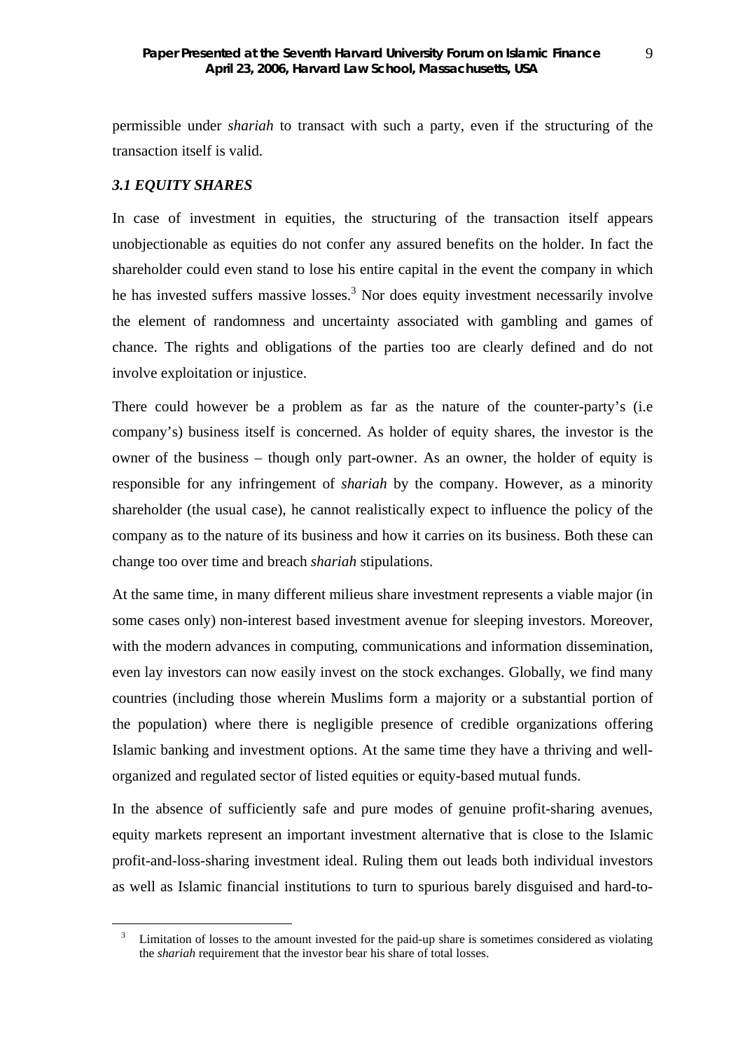permissible under *shariah* to transact with such a party, even if the structuring of the transaction itself is valid.

### *3.1 EQUITY SHARES*

In case of investment in equities, the structuring of the transaction itself appears unobjectionable as equities do not confer any assured benefits on the holder. In fact the shareholder could even stand to lose his entire capital in the event the company in which he has invested suffers massive losses.[3] Nor does equity investment necessarily involve the element of randomness and uncertainty associated with gambling and games of chance. The rights and obligations of the parties too are clearly defined and do not involve exploitation or injustice.

There could however be a problem as far as the nature of the counter-party's (i.e company's) business itself is concerned. As holder of equity shares, the investor is the owner of the business – though only part-owner. As an owner, the holder of equity is responsible for any infringement of *shariah* by the company. However, as a minority shareholder (the usual case), he cannot realistically expect to influence the policy of the company as to the nature of its business and how it carries on its business. Both these can change too over time and breach *shariah* stipulations.

At the same time, in many different milieus share investment represents a viable major (in some cases only) non-interest based investment avenue for sleeping investors. Moreover, with the modern advances in computing, communications and information dissemination, even lay investors can now easily invest on the stock exchanges. Globally, we find many countries (including those wherein Muslims form a majority or a substantial portion of the population) where there is negligible presence of credible organizations offering Islamic banking and investment options. At the same time they have a thriving and well-organized and regulated sector of listed equities or equity-based mutual funds.

In the absence of sufficiently safe and pure modes of genuine profit-sharing avenues, equity markets represent an important investment alternative that is close to the Islamic profit-and-loss-sharing investment ideal. Ruling them out leads both individual investors as well as Islamic financial institutions to turn to spurious barely disguised and hard-to-

---

[3] Limitation of losses to the amount invested for the paid-up share is sometimes considered as violating the *shariah* requirement that the investor bear his share of total losses.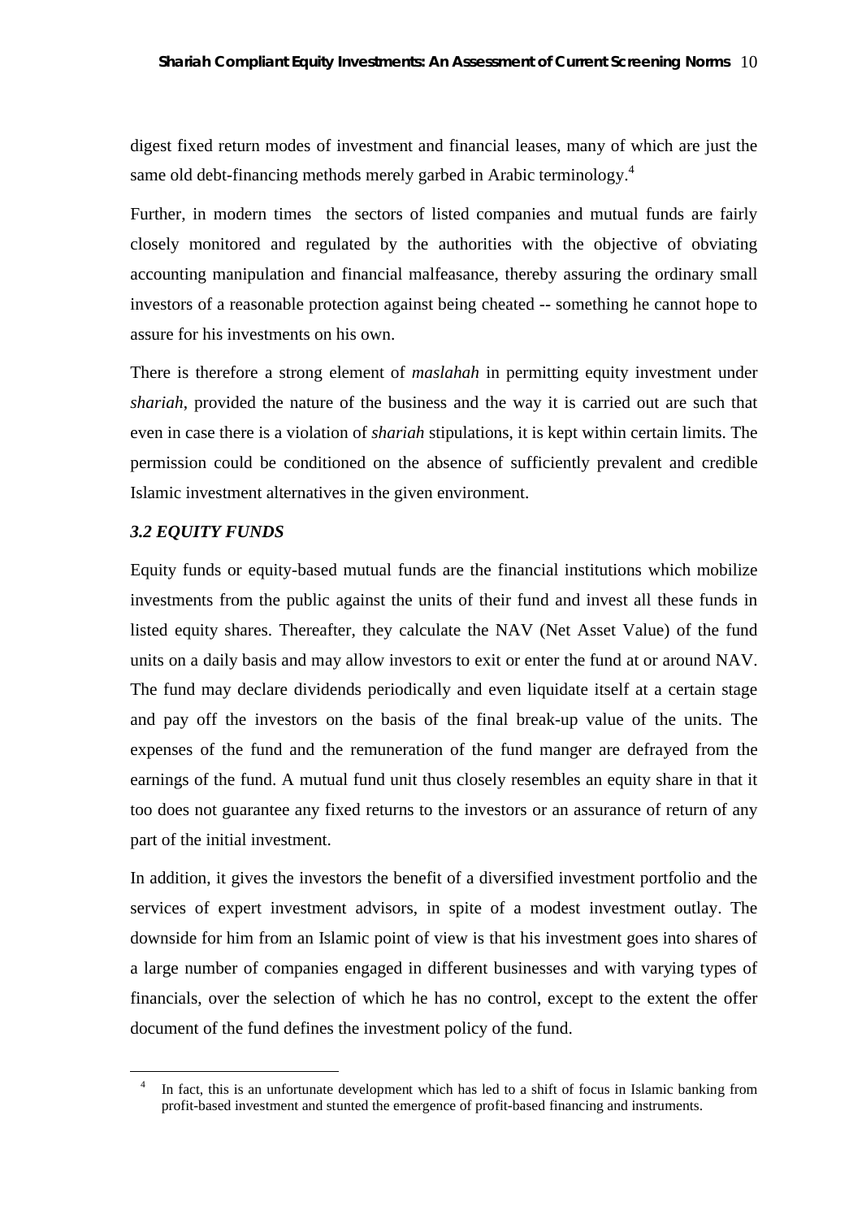digest fixed return modes of investment and financial leases, many of which are just the same old debt-financing methods merely garbed in Arabic terminology.[4]

Further, in modern times the sectors of listed companies and mutual funds are fairly closely monitored and regulated by the authorities with the objective of obviating accounting manipulation and financial malfeasance, thereby assuring the ordinary small investors of a reasonable protection against being cheated -- something he cannot hope to assure for his investments on his own.

There is therefore a strong element of *maslahah* in permitting equity investment under *shariah*, provided the nature of the business and the way it is carried out are such that even in case there is a violation of *shariah* stipulations, it is kept within certain limits. The permission could be conditioned on the absence of sufficiently prevalent and credible Islamic investment alternatives in the given environment.

### *3.2 EQUITY FUNDS*

Equity funds or equity-based mutual funds are the financial institutions which mobilize investments from the public against the units of their fund and invest all these funds in listed equity shares. Thereafter, they calculate the NAV (Net Asset Value) of the fund units on a daily basis and may allow investors to exit or enter the fund at or around NAV. The fund may declare dividends periodically and even liquidate itself at a certain stage and pay off the investors on the basis of the final break-up value of the units. The expenses of the fund and the remuneration of the fund manger are defrayed from the earnings of the fund. A mutual fund unit thus closely resembles an equity share in that it too does not guarantee any fixed returns to the investors or an assurance of return of any part of the initial investment.

In addition, it gives the investors the benefit of a diversified investment portfolio and the services of expert investment advisors, in spite of a modest investment outlay. The downside for him from an Islamic point of view is that his investment goes into shares of a large number of companies engaged in different businesses and with varying types of financials, over the selection of which he has no control, except to the extent the offer document of the fund defines the investment policy of the fund.

---

[4] In fact, this is an unfortunate development which has led to a shift of focus in Islamic banking from profit-based investment and stunted the emergence of profit-based financing and instruments.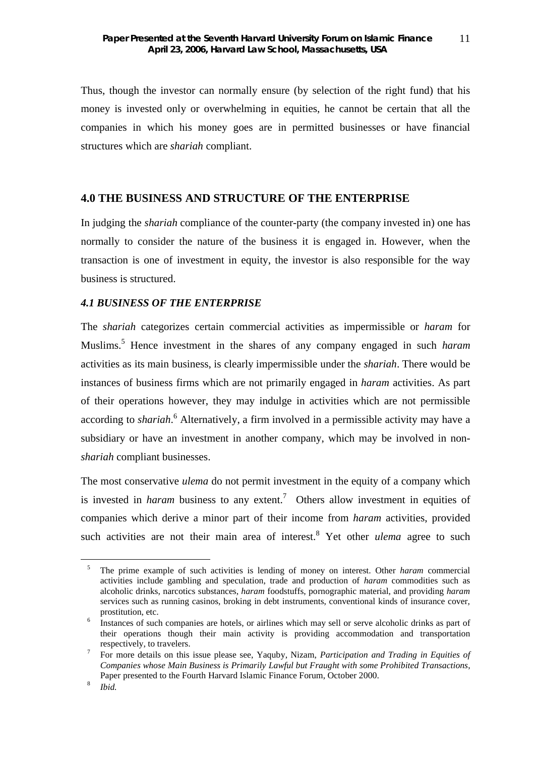Thus, though the investor can normally ensure (by selection of the right fund) that his money is invested only or overwhelming in equities, he cannot be certain that all the companies in which his money goes are in permitted businesses or have financial structures which are *shariah* compliant.

## 4.0 THE BUSINESS AND STRUCTURE OF THE ENTERPRISE

In judging the *shariah* compliance of the counter-party (the company invested in) one has normally to consider the nature of the business it is engaged in. However, when the transaction is one of investment in equity, the investor is also responsible for the way business is structured.

### *4.1 BUSINESS OF THE ENTERPRISE*

The *shariah* categorizes certain commercial activities as impermissible or *haram* for Muslims.[5] Hence investment in the shares of any company engaged in such *haram* activities as its main business, is clearly impermissible under the *shariah*. There would be instances of business firms which are not primarily engaged in *haram* activities. As part of their operations however, they may indulge in activities which are not permissible according to *shariah*.[6] Alternatively, a firm involved in a permissible activity may have a subsidiary or have an investment in another company, which may be involved in non-*shariah* compliant businesses.

The most conservative *ulema* do not permit investment in the equity of a company which is invested in *haram* business to any extent.[7] Others allow investment in equities of companies which derive a minor part of their income from *haram* activities, provided such activities are not their main area of interest.[8] Yet other *ulema* agree to such

---

[5] The prime example of such activities is lending of money on interest. Other *haram* commercial activities include gambling and speculation, trade and production of *haram* commodities such as alcoholic drinks, narcotics substances, *haram* foodstuffs, pornographic material, and providing *haram* services such as running casinos, broking in debt instruments, conventional kinds of insurance cover, prostitution, etc.

[6] Instances of such companies are hotels, or airlines which may sell or serve alcoholic drinks as part of their operations though their main activity is providing accommodation and transportation respectively, to travelers.

[7] For more details on this issue please see, Yaquby, Nizam, *Participation and Trading in Equities of Companies whose Main Business is Primarily Lawful but Fraught with some Prohibited Transactions*, Paper presented to the Fourth Harvard Islamic Finance Forum, October 2000.

[8] *Ibid.*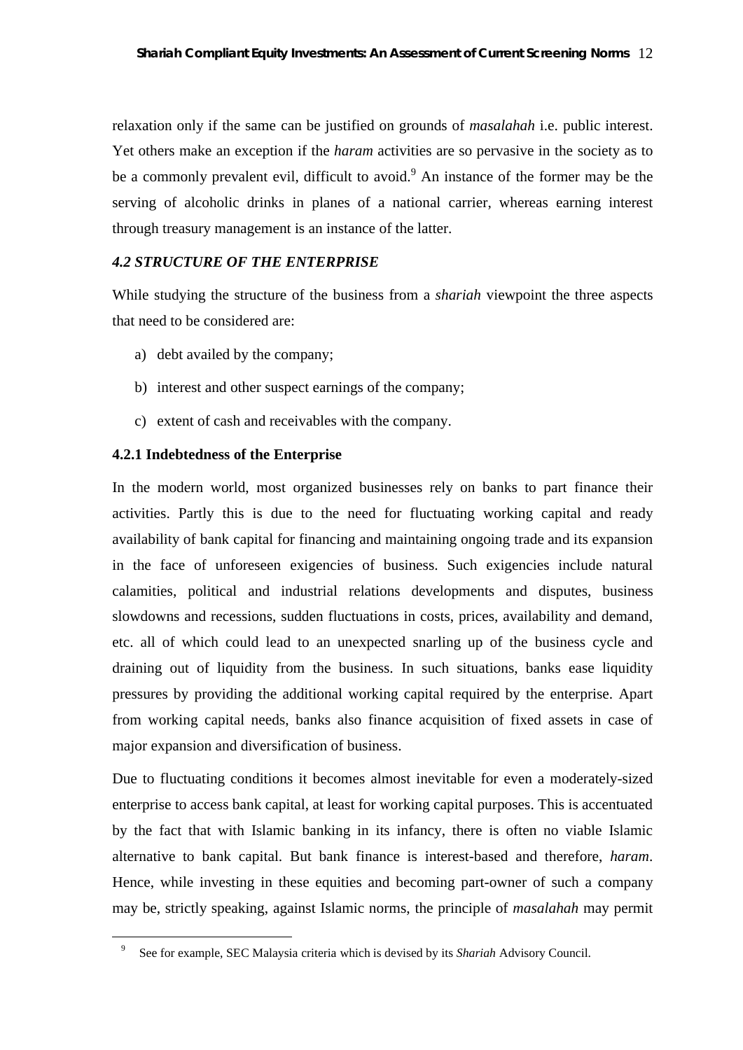relaxation only if the same can be justified on grounds of *masalahah* i.e. public interest. Yet others make an exception if the *haram* activities are so pervasive in the society as to be a commonly prevalent evil, difficult to avoid.[9] An instance of the former may be the serving of alcoholic drinks in planes of a national carrier, whereas earning interest through treasury management is an instance of the latter.

### *4.2 STRUCTURE OF THE ENTERPRISE*

While studying the structure of the business from a *shariah* viewpoint the three aspects that need to be considered are:

a) debt availed by the company;

b) interest and other suspect earnings of the company;

c) extent of cash and receivables with the company.

#### 4.2.1 Indebtedness of the Enterprise

In the modern world, most organized businesses rely on banks to part finance their activities. Partly this is due to the need for fluctuating working capital and ready availability of bank capital for financing and maintaining ongoing trade and its expansion in the face of unforeseen exigencies of business. Such exigencies include natural calamities, political and industrial relations developments and disputes, business slowdowns and recessions, sudden fluctuations in costs, prices, availability and demand, etc. all of which could lead to an unexpected snarling up of the business cycle and draining out of liquidity from the business. In such situations, banks ease liquidity pressures by providing the additional working capital required by the enterprise. Apart from working capital needs, banks also finance acquisition of fixed assets in case of major expansion and diversification of business.

Due to fluctuating conditions it becomes almost inevitable for even a moderately-sized enterprise to access bank capital, at least for working capital purposes. This is accentuated by the fact that with Islamic banking in its infancy, there is often no viable Islamic alternative to bank capital. But bank finance is interest-based and therefore, *haram*. Hence, while investing in these equities and becoming part-owner of such a company may be, strictly speaking, against Islamic norms, the principle of *masalahah* may permit

---

[9] See for example, SEC Malaysia criteria which is devised by its *Shariah* Advisory Council.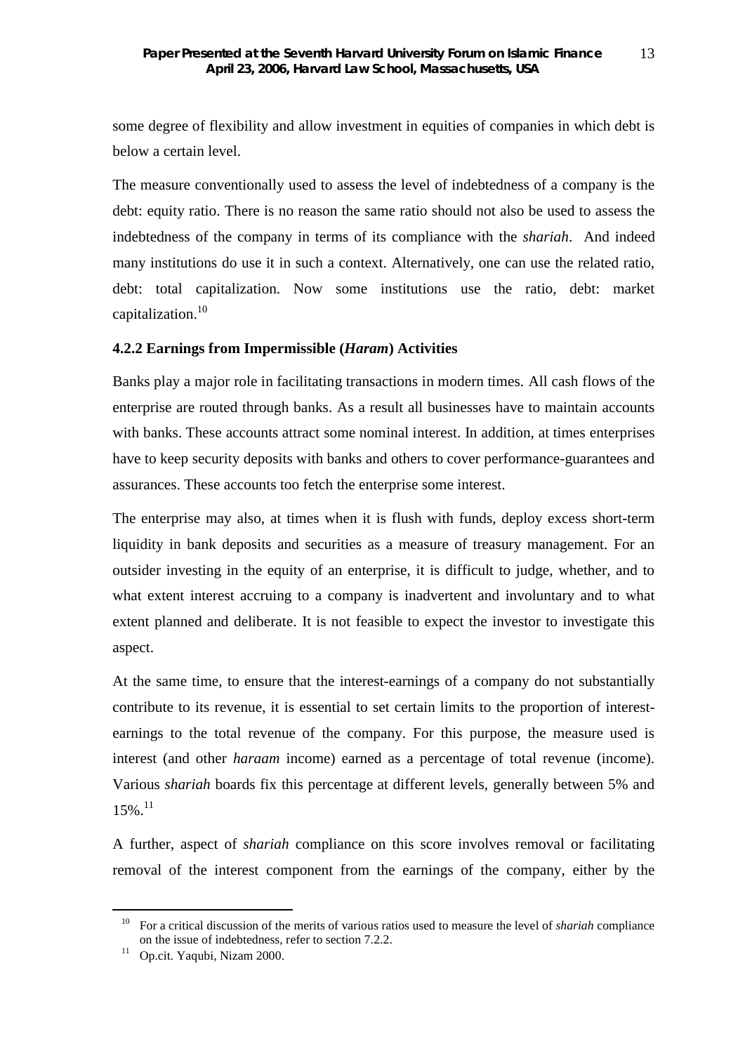some degree of flexibility and allow investment in equities of companies in which debt is below a certain level.

The measure conventionally used to assess the level of indebtedness of a company is the debt: equity ratio. There is no reason the same ratio should not also be used to assess the indebtedness of the company in terms of its compliance with the *shariah*. And indeed many institutions do use it in such a context. Alternatively, one can use the related ratio, debt: total capitalization. Now some institutions use the ratio, debt: market capitalization.[10]

#### 4.2.2 Earnings from Impermissible (*Haram*) Activities

Banks play a major role in facilitating transactions in modern times. All cash flows of the enterprise are routed through banks. As a result all businesses have to maintain accounts with banks. These accounts attract some nominal interest. In addition, at times enterprises have to keep security deposits with banks and others to cover performance-guarantees and assurances. These accounts too fetch the enterprise some interest.

The enterprise may also, at times when it is flush with funds, deploy excess short-term liquidity in bank deposits and securities as a measure of treasury management. For an outsider investing in the equity of an enterprise, it is difficult to judge, whether, and to what extent interest accruing to a company is inadvertent and involuntary and to what extent planned and deliberate. It is not feasible to expect the investor to investigate this aspect.

At the same time, to ensure that the interest-earnings of a company do not substantially contribute to its revenue, it is essential to set certain limits to the proportion of interest-earnings to the total revenue of the company. For this purpose, the measure used is interest (and other *haraam* income) earned as a percentage of total revenue (income). Various *shariah* boards fix this percentage at different levels, generally between 5% and 15%.[11]

A further, aspect of *shariah* compliance on this score involves removal or facilitating removal of the interest component from the earnings of the company, either by the

---

[10] For a critical discussion of the merits of various ratios used to measure the level of *shariah* compliance on the issue of indebtedness, refer to section 7.2.2.

[11] Op.cit. Yaqubi, Nizam 2000.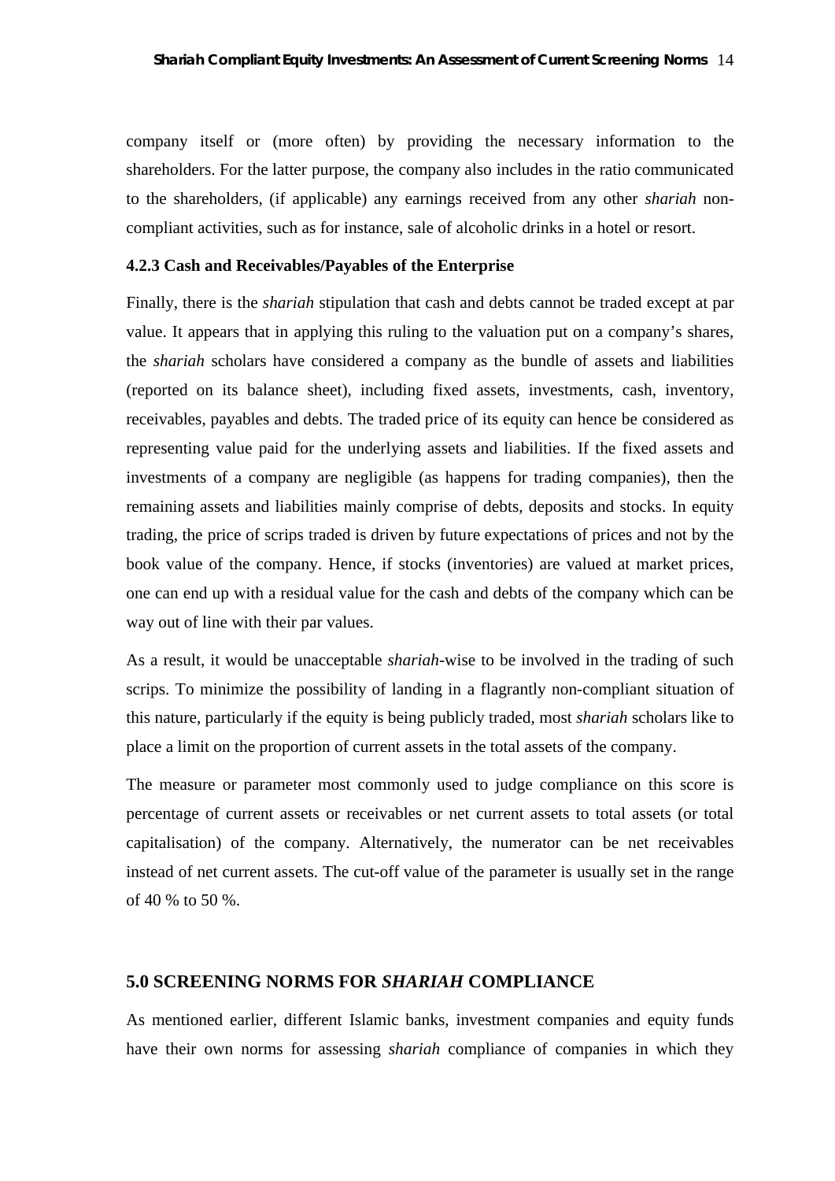company itself or (more often) by providing the necessary information to the shareholders. For the latter purpose, the company also includes in the ratio communicated to the shareholders, (if applicable) any earnings received from any other *shariah* non-compliant activities, such as for instance, sale of alcoholic drinks in a hotel or resort.

### 4.2.3 Cash and Receivables/Payables of the Enterprise

Finally, there is the *shariah* stipulation that cash and debts cannot be traded except at par value. It appears that in applying this ruling to the valuation put on a company's shares, the *shariah* scholars have considered a company as the bundle of assets and liabilities (reported on its balance sheet), including fixed assets, investments, cash, inventory, receivables, payables and debts. The traded price of its equity can hence be considered as representing value paid for the underlying assets and liabilities. If the fixed assets and investments of a company are negligible (as happens for trading companies), then the remaining assets and liabilities mainly comprise of debts, deposits and stocks. In equity trading, the price of scrips traded is driven by future expectations of prices and not by the book value of the company. Hence, if stocks (inventories) are valued at market prices, one can end up with a residual value for the cash and debts of the company which can be way out of line with their par values.

As a result, it would be unacceptable *shariah*-wise to be involved in the trading of such scrips. To minimize the possibility of landing in a flagrantly non-compliant situation of this nature, particularly if the equity is being publicly traded, most *shariah* scholars like to place a limit on the proportion of current assets in the total assets of the company.

The measure or parameter most commonly used to judge compliance on this score is percentage of current assets or receivables or net current assets to total assets (or total capitalisation) of the company. Alternatively, the numerator can be net receivables instead of net current assets. The cut-off value of the parameter is usually set in the range of 40 % to 50 %.

## 5.0 SCREENING NORMS FOR *SHARIAH* COMPLIANCE

As mentioned earlier, different Islamic banks, investment companies and equity funds have their own norms for assessing *shariah* compliance of companies in which they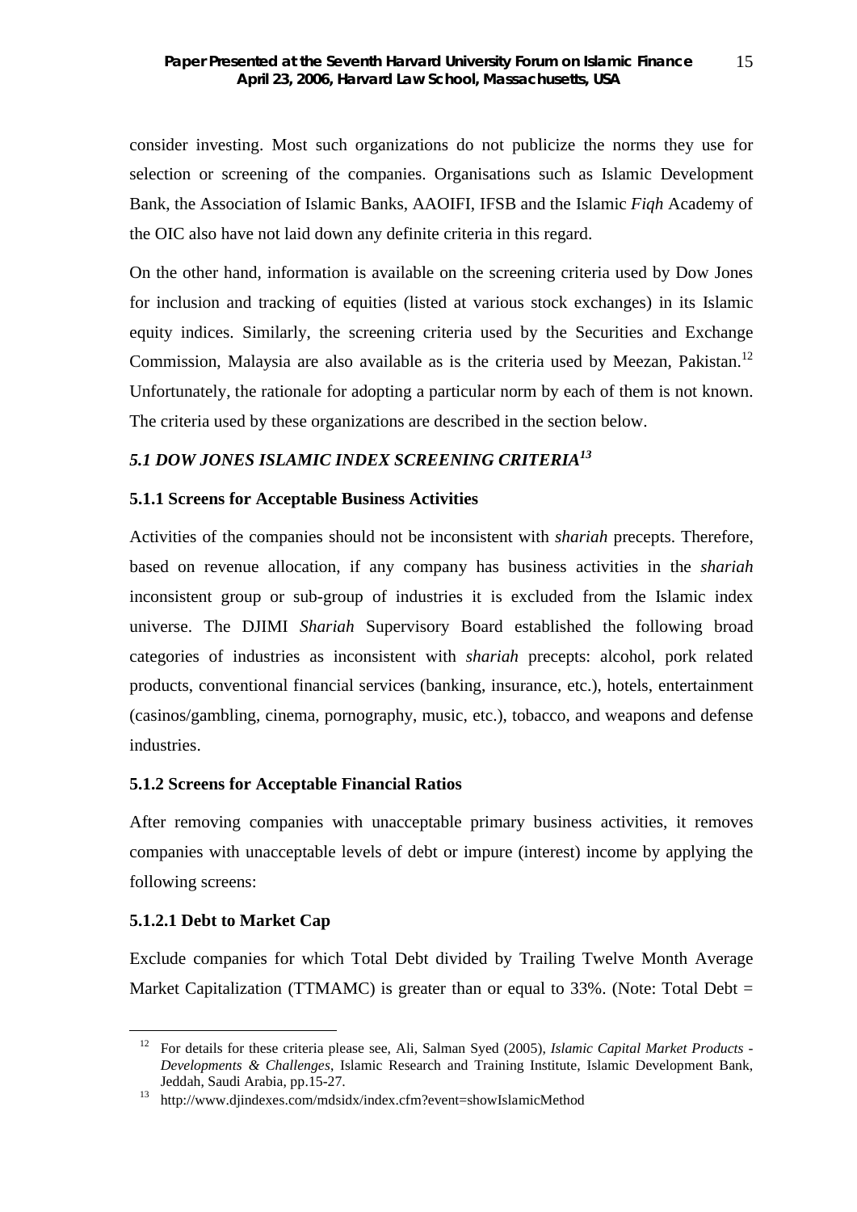consider investing. Most such organizations do not publicize the norms they use for selection or screening of the companies. Organisations such as Islamic Development Bank, the Association of Islamic Banks, AAOIFI, IFSB and the Islamic *Fiqh* Academy of the OIC also have not laid down any definite criteria in this regard.

On the other hand, information is available on the screening criteria used by Dow Jones for inclusion and tracking of equities (listed at various stock exchanges) in its Islamic equity indices. Similarly, the screening criteria used by the Securities and Exchange Commission, Malaysia are also available as is the criteria used by Meezan, Pakistan.[12] Unfortunately, the rationale for adopting a particular norm by each of them is not known. The criteria used by these organizations are described in the section below.

### *5.1 DOW JONES ISLAMIC INDEX SCREENING CRITERIA*[13]

#### 5.1.1 Screens for Acceptable Business Activities

Activities of the companies should not be inconsistent with *shariah* precepts. Therefore, based on revenue allocation, if any company has business activities in the *shariah* inconsistent group or sub-group of industries it is excluded from the Islamic index universe. The DJIMI *Shariah* Supervisory Board established the following broad categories of industries as inconsistent with *shariah* precepts: alcohol, pork related products, conventional financial services (banking, insurance, etc.), hotels, entertainment (casinos/gambling, cinema, pornography, music, etc.), tobacco, and weapons and defense industries.

#### 5.1.2 Screens for Acceptable Financial Ratios

After removing companies with unacceptable primary business activities, it removes companies with unacceptable levels of debt or impure (interest) income by applying the following screens:

#### 5.1.2.1 Debt to Market Cap

Exclude companies for which Total Debt divided by Trailing Twelve Month Average Market Capitalization (TTMAMC) is greater than or equal to 33%. (Note: Total Debt =

---

[12] For details for these criteria please see, Ali, Salman Syed (2005), *Islamic Capital Market Products - Developments & Challenges*, Islamic Research and Training Institute, Islamic Development Bank, Jeddah, Saudi Arabia, pp.15-27.

[13] http://www.djindexes.com/mdsidx/index.cfm?event=showIslamicMethod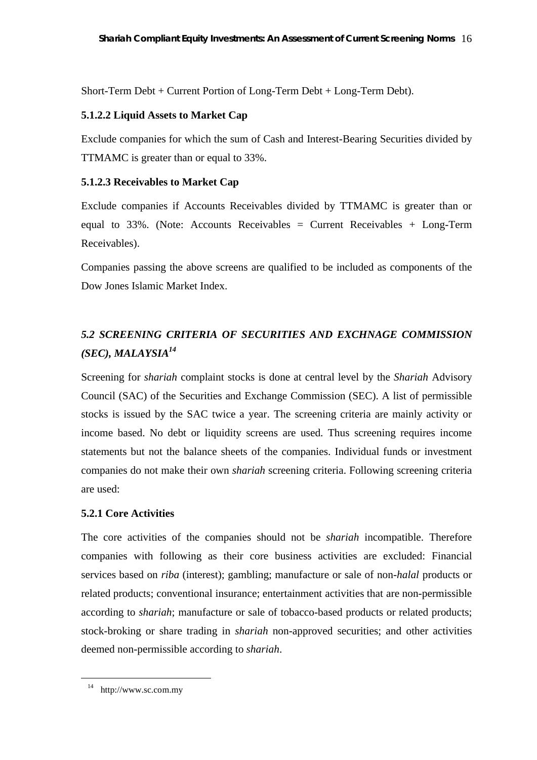Short-Term Debt + Current Portion of Long-Term Debt + Long-Term Debt).

#### 5.1.2.2 Liquid Assets to Market Cap

Exclude companies for which the sum of Cash and Interest-Bearing Securities divided by TTMAMC is greater than or equal to 33%.

#### 5.1.2.3 Receivables to Market Cap

Exclude companies if Accounts Receivables divided by TTMAMC is greater than or equal to 33%. (Note: Accounts Receivables = Current Receivables + Long-Term Receivables).

Companies passing the above screens are qualified to be included as components of the Dow Jones Islamic Market Index.

## *5.2 SCREENING CRITERIA OF SECURITIES AND EXCHNAGE COMMISSION (SEC), MALAYSIA*[14]

Screening for *shariah* complaint stocks is done at central level by the *Shariah* Advisory Council (SAC) of the Securities and Exchange Commission (SEC). A list of permissible stocks is issued by the SAC twice a year. The screening criteria are mainly activity or income based. No debt or liquidity screens are used. Thus screening requires income statements but not the balance sheets of the companies. Individual funds or investment companies do not make their own *shariah* screening criteria. Following screening criteria are used:

### 5.2.1 Core Activities

The core activities of the companies should not be *shariah* incompatible. Therefore companies with following as their core business activities are excluded: Financial services based on *riba* (interest); gambling; manufacture or sale of non-*halal* products or related products; conventional insurance; entertainment activities that are non-permissible according to *shariah*; manufacture or sale of tobacco-based products or related products; stock-broking or share trading in *shariah* non-approved securities; and other activities deemed non-permissible according to *shariah*.

---

[14] http://www.sc.com.my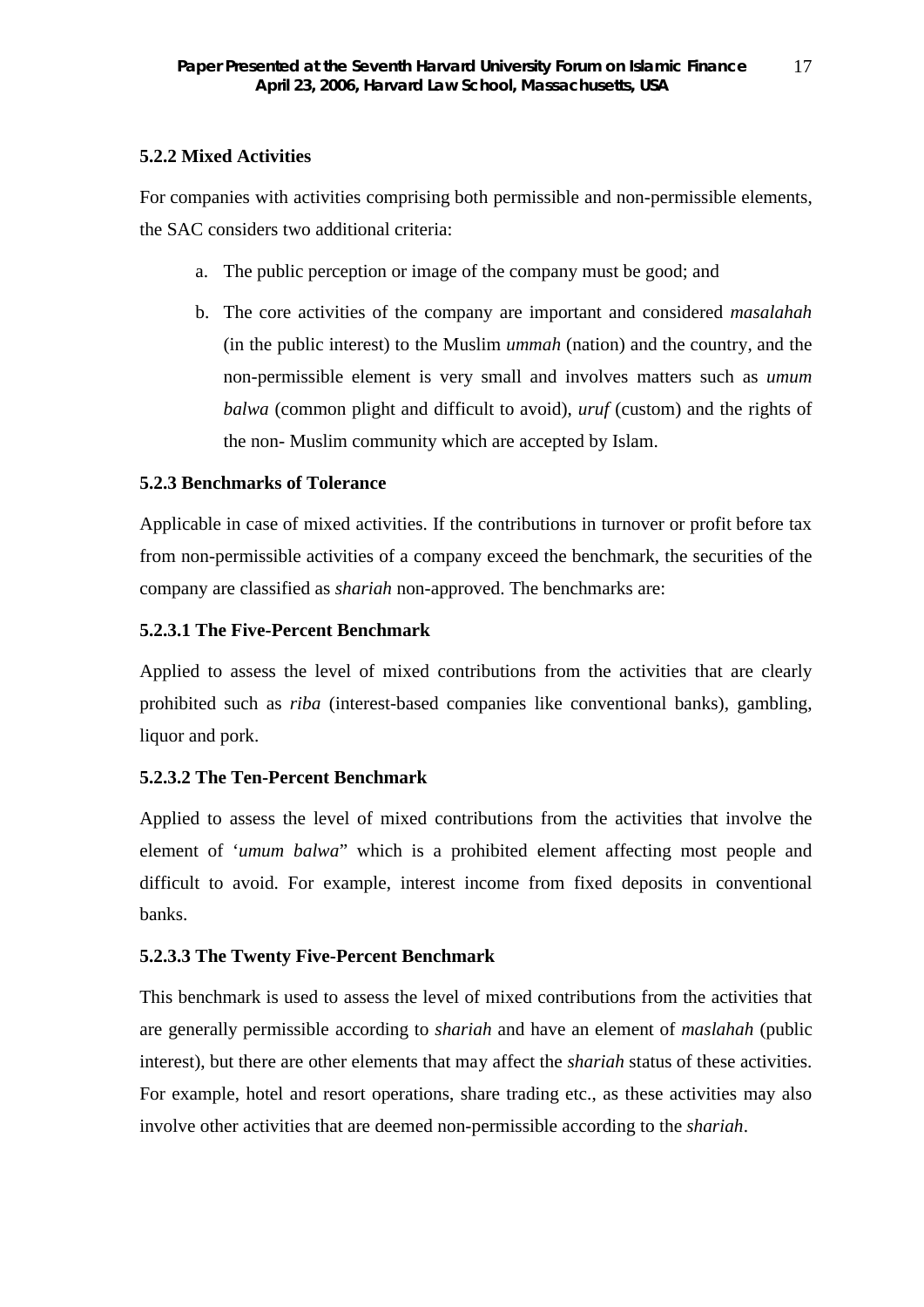#### 5.2.2 Mixed Activities

For companies with activities comprising both permissible and non-permissible elements, the SAC considers two additional criteria:

a. The public perception or image of the company must be good; and

b. The core activities of the company are important and considered *masalahah* (in the public interest) to the Muslim *ummah* (nation) and the country, and the non-permissible element is very small and involves matters such as *umum balwa* (common plight and difficult to avoid), *uruf* (custom) and the rights of the non- Muslim community which are accepted by Islam.

#### 5.2.3 Benchmarks of Tolerance

Applicable in case of mixed activities. If the contributions in turnover or profit before tax from non-permissible activities of a company exceed the benchmark, the securities of the company are classified as *shariah* non-approved. The benchmarks are:

##### 5.2.3.1 The Five-Percent Benchmark

Applied to assess the level of mixed contributions from the activities that are clearly prohibited such as *riba* (interest-based companies like conventional banks), gambling, liquor and pork.

##### 5.2.3.2 The Ten-Percent Benchmark

Applied to assess the level of mixed contributions from the activities that involve the element of '*umum balwa*" which is a prohibited element affecting most people and difficult to avoid. For example, interest income from fixed deposits in conventional banks.

##### 5.2.3.3 The Twenty Five-Percent Benchmark

This benchmark is used to assess the level of mixed contributions from the activities that are generally permissible according to *shariah* and have an element of *maslahah* (public interest), but there are other elements that may affect the *shariah* status of these activities. For example, hotel and resort operations, share trading etc., as these activities may also involve other activities that are deemed non-permissible according to the *shariah*.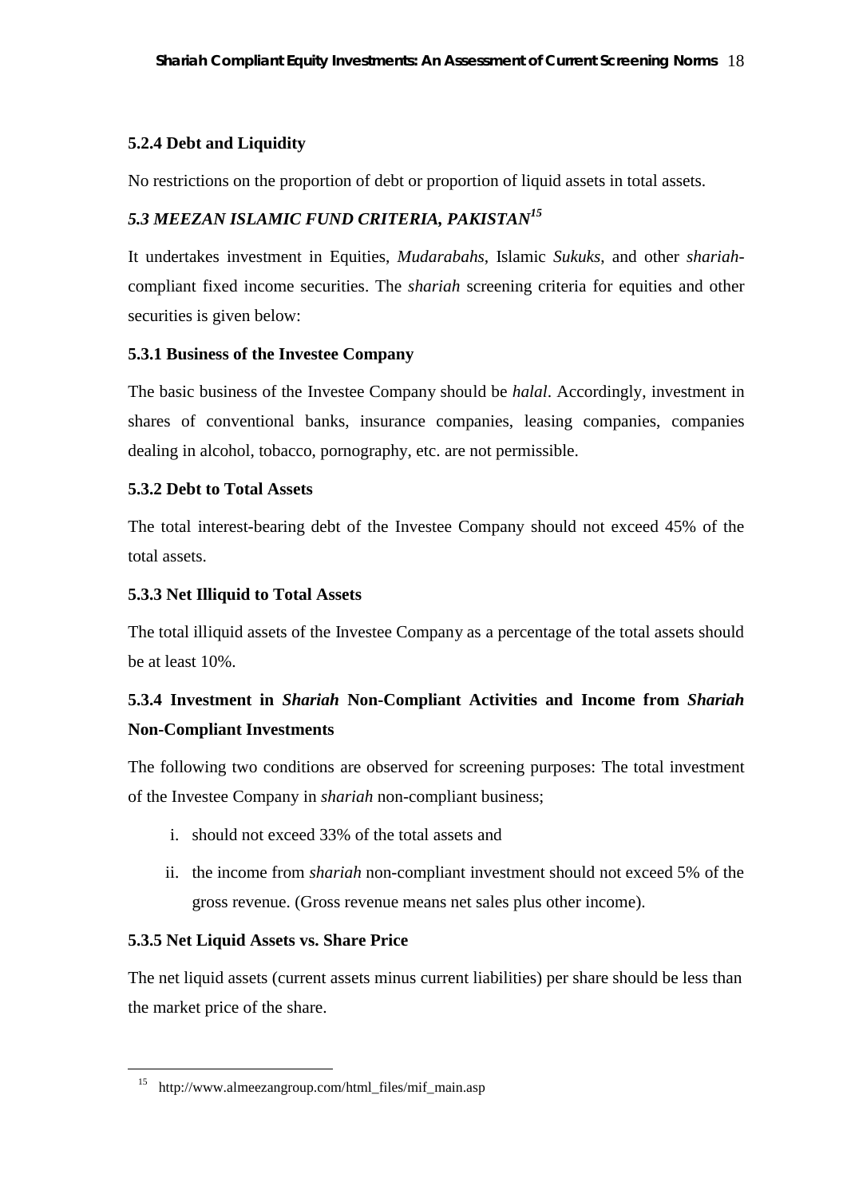### 5.2.4 Debt and Liquidity

No restrictions on the proportion of debt or proportion of liquid assets in total assets.

## *5.3 MEEZAN ISLAMIC FUND CRITERIA, PAKISTAN*[15]

It undertakes investment in Equities, *Mudarabahs*, Islamic *Sukuks*, and other *shariah*-compliant fixed income securities. The *shariah* screening criteria for equities and other securities is given below:

### 5.3.1 Business of the Investee Company

The basic business of the Investee Company should be *halal*. Accordingly, investment in shares of conventional banks, insurance companies, leasing companies, companies dealing in alcohol, tobacco, pornography, etc. are not permissible.

### 5.3.2 Debt to Total Assets

The total interest-bearing debt of the Investee Company should not exceed 45% of the total assets.

### 5.3.3 Net Illiquid to Total Assets

The total illiquid assets of the Investee Company as a percentage of the total assets should be at least 10%.

### 5.3.4 Investment in *Shariah* Non-Compliant Activities and Income from *Shariah* Non-Compliant Investments

The following two conditions are observed for screening purposes: The total investment of the Investee Company in *shariah* non-compliant business;

i. should not exceed 33% of the total assets and

ii. the income from *shariah* non-compliant investment should not exceed 5% of the gross revenue. (Gross revenue means net sales plus other income).

### 5.3.5 Net Liquid Assets vs. Share Price

The net liquid assets (current assets minus current liabilities) per share should be less than the market price of the share.

---

[15] http://www.almeezangroup.com/html_files/mif_main.asp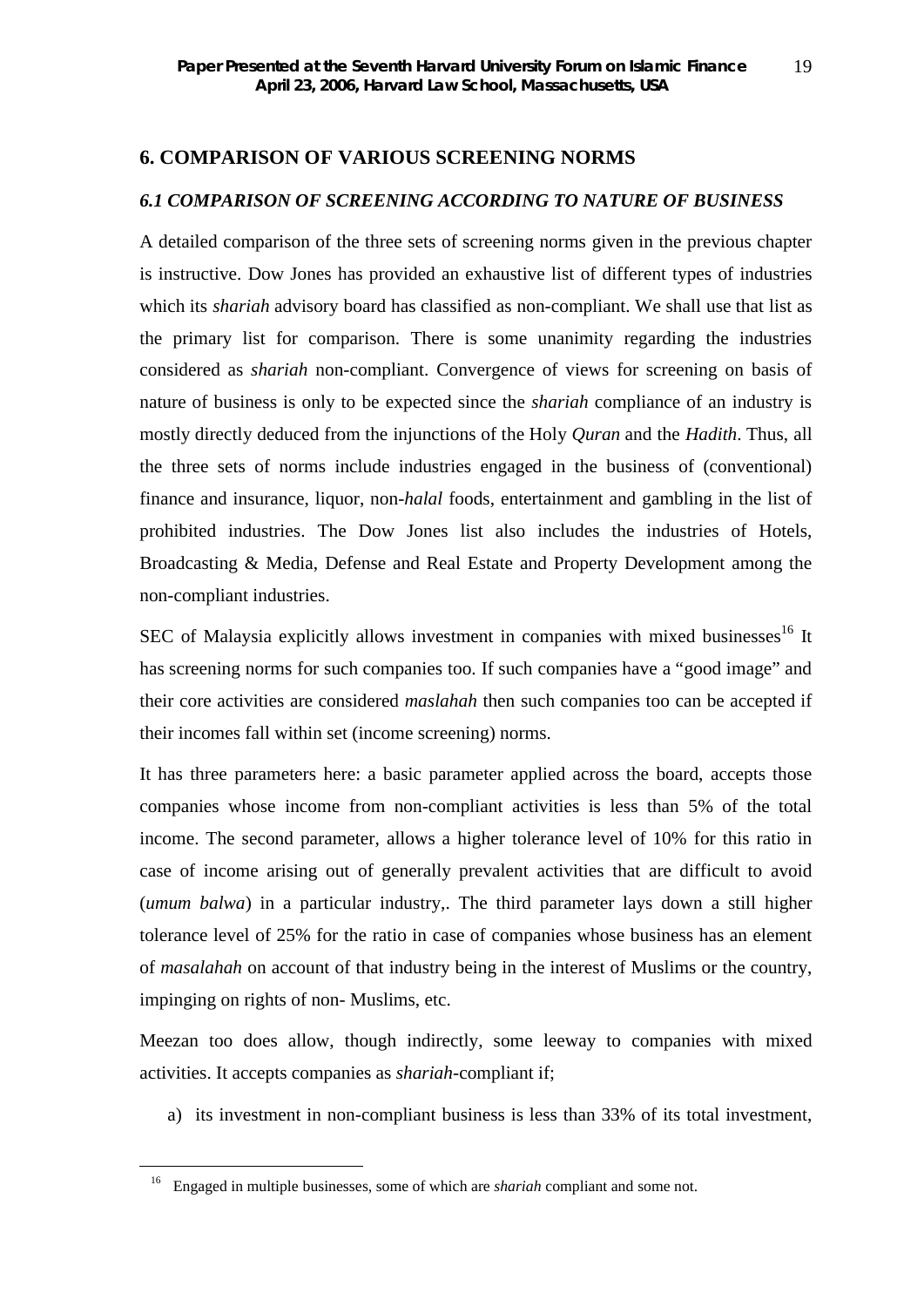## 6. COMPARISON OF VARIOUS SCREENING NORMS

### *6.1 COMPARISON OF SCREENING ACCORDING TO NATURE OF BUSINESS*

A detailed comparison of the three sets of screening norms given in the previous chapter is instructive. Dow Jones has provided an exhaustive list of different types of industries which its *shariah* advisory board has classified as non-compliant. We shall use that list as the primary list for comparison. There is some unanimity regarding the industries considered as *shariah* non-compliant. Convergence of views for screening on basis of nature of business is only to be expected since the *shariah* compliance of an industry is mostly directly deduced from the injunctions of the Holy *Quran* and the *Hadith*. Thus, all the three sets of norms include industries engaged in the business of (conventional) finance and insurance, liquor, non-*halal* foods, entertainment and gambling in the list of prohibited industries. The Dow Jones list also includes the industries of Hotels, Broadcasting & Media, Defense and Real Estate and Property Development among the non-compliant industries.

SEC of Malaysia explicitly allows investment in companies with mixed businesses[16] It has screening norms for such companies too. If such companies have a "good image" and their core activities are considered *maslahah* then such companies too can be accepted if their incomes fall within set (income screening) norms.

It has three parameters here: a basic parameter applied across the board, accepts those companies whose income from non-compliant activities is less than 5% of the total income. The second parameter, allows a higher tolerance level of 10% for this ratio in case of income arising out of generally prevalent activities that are difficult to avoid (*umum balwa*) in a particular industry,. The third parameter lays down a still higher tolerance level of 25% for the ratio in case of companies whose business has an element of *masalahah* on account of that industry being in the interest of Muslims or the country, impinging on rights of non- Muslims, etc.

Meezan too does allow, though indirectly, some leeway to companies with mixed activities. It accepts companies as *shariah*-compliant if;

a) its investment in non-compliant business is less than 33% of its total investment,

---

[16] Engaged in multiple businesses, some of which are *shariah* compliant and some not.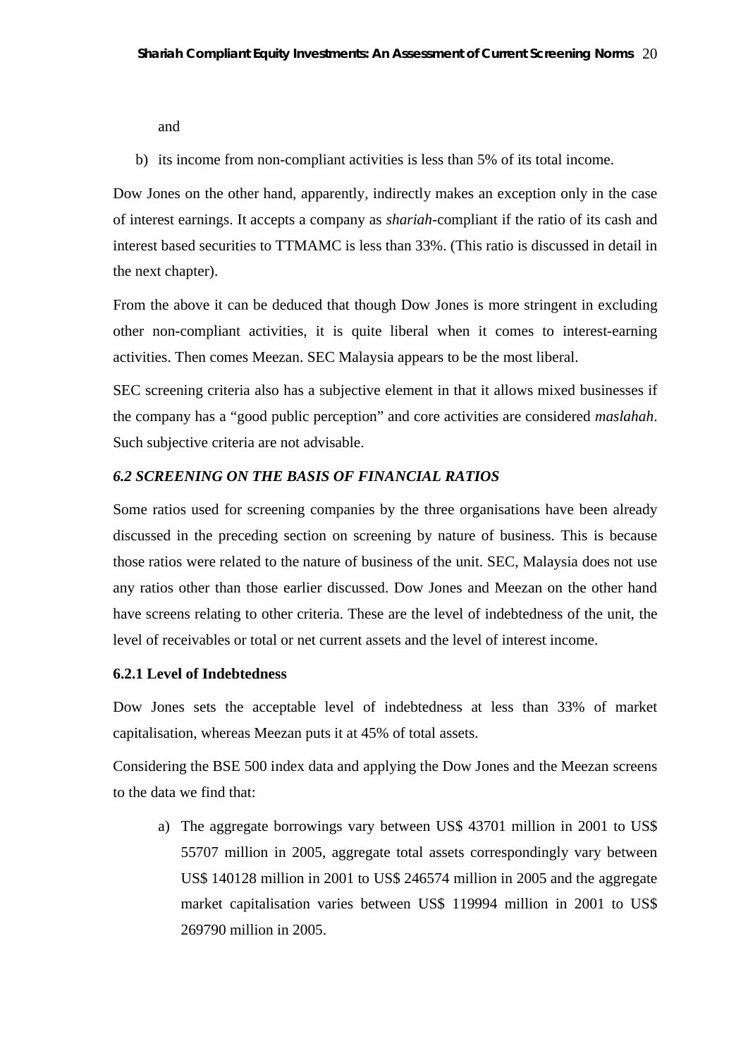and

b) its income from non-compliant activities is less than 5% of its total income.

Dow Jones on the other hand, apparently, indirectly makes an exception only in the case of interest earnings. It accepts a company as *shariah*-compliant if the ratio of its cash and interest based securities to TTMAMC is less than 33%. (This ratio is discussed in detail in the next chapter).

From the above it can be deduced that though Dow Jones is more stringent in excluding other non-compliant activities, it is quite liberal when it comes to interest-earning activities. Then comes Meezan. SEC Malaysia appears to be the most liberal.

SEC screening criteria also has a subjective element in that it allows mixed businesses if the company has a "good public perception" and core activities are considered *maslahah*. Such subjective criteria are not advisable.

### *6.2 SCREENING ON THE BASIS OF FINANCIAL RATIOS*

Some ratios used for screening companies by the three organisations have been already discussed in the preceding section on screening by nature of business. This is because those ratios were related to the nature of business of the unit. SEC, Malaysia does not use any ratios other than those earlier discussed. Dow Jones and Meezan on the other hand have screens relating to other criteria. These are the level of indebtedness of the unit, the level of receivables or total or net current assets and the level of interest income.

#### 6.2.1 Level of Indebtedness

Dow Jones sets the acceptable level of indebtedness at less than 33% of market capitalisation, whereas Meezan puts it at 45% of total assets.

Considering the BSE 500 index data and applying the Dow Jones and the Meezan screens to the data we find that:

a) The aggregate borrowings vary between US$ 43701 million in 2001 to US$ 55707 million in 2005, aggregate total assets correspondingly vary between US$ 140128 million in 2001 to US$ 246574 million in 2005 and the aggregate market capitalisation varies between US$ 119994 million in 2001 to US$ 269790 million in 2005.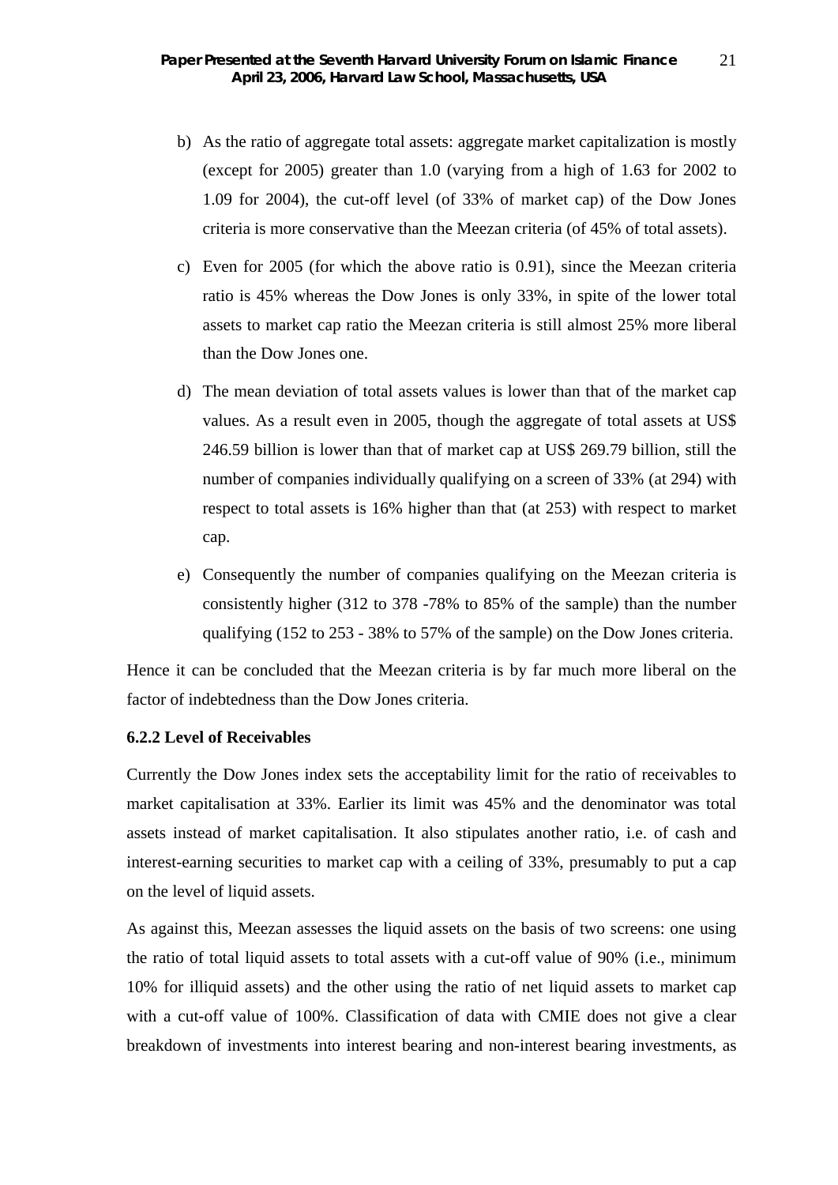b) As the ratio of aggregate total assets: aggregate market capitalization is mostly (except for 2005) greater than 1.0 (varying from a high of 1.63 for 2002 to 1.09 for 2004), the cut-off level (of 33% of market cap) of the Dow Jones criteria is more conservative than the Meezan criteria (of 45% of total assets).

c) Even for 2005 (for which the above ratio is 0.91), since the Meezan criteria ratio is 45% whereas the Dow Jones is only 33%, in spite of the lower total assets to market cap ratio the Meezan criteria is still almost 25% more liberal than the Dow Jones one.

d) The mean deviation of total assets values is lower than that of the market cap values. As a result even in 2005, though the aggregate of total assets at US$ 246.59 billion is lower than that of market cap at US$ 269.79 billion, still the number of companies individually qualifying on a screen of 33% (at 294) with respect to total assets is 16% higher than that (at 253) with respect to market cap.

e) Consequently the number of companies qualifying on the Meezan criteria is consistently higher (312 to 378 -78% to 85% of the sample) than the number qualifying (152 to 253 - 38% to 57% of the sample) on the Dow Jones criteria.

Hence it can be concluded that the Meezan criteria is by far much more liberal on the factor of indebtedness than the Dow Jones criteria.

**6.2.2 Level of Receivables**

Currently the Dow Jones index sets the acceptability limit for the ratio of receivables to market capitalisation at 33%. Earlier its limit was 45% and the denominator was total assets instead of market capitalisation. It also stipulates another ratio, i.e. of cash and interest-earning securities to market cap with a ceiling of 33%, presumably to put a cap on the level of liquid assets.

As against this, Meezan assesses the liquid assets on the basis of two screens: one using the ratio of total liquid assets to total assets with a cut-off value of 90% (i.e., minimum 10% for illiquid assets) and the other using the ratio of net liquid assets to market cap with a cut-off value of 100%. Classification of data with CMIE does not give a clear breakdown of investments into interest bearing and non-interest bearing investments, as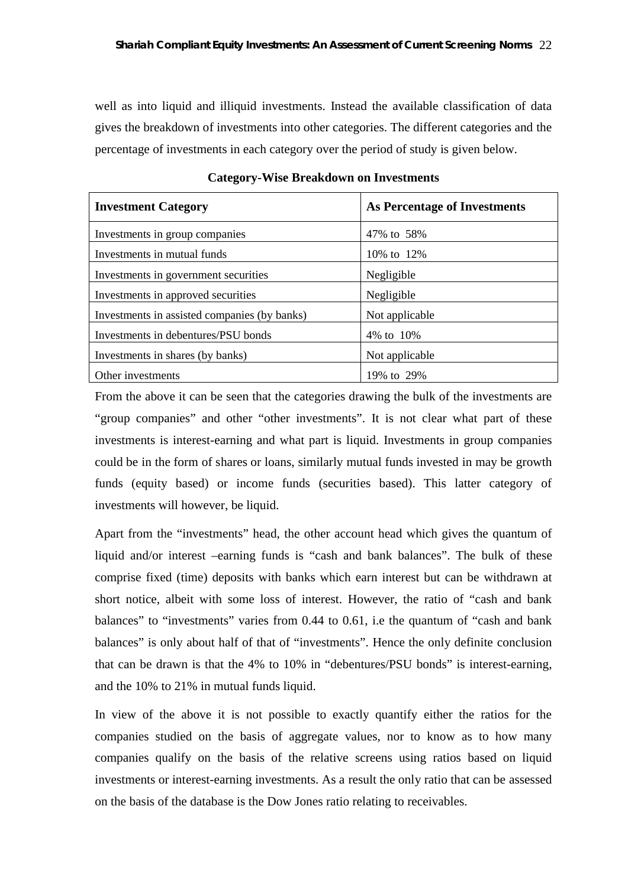well as into liquid and illiquid investments. Instead the available classification of data gives the breakdown of investments into other categories. The different categories and the percentage of investments in each category over the period of study is given below.

**Category-Wise Breakdown on Investments**

| Investment Category | As Percentage of Investments |
|---|---|
| Investments in group companies | 47% to 58% |
| Investments in mutual funds | 10% to 12% |
| Investments in government securities | Negligible |
| Investments in approved securities | Negligible |
| Investments in assisted companies (by banks) | Not applicable |
| Investments in debentures/PSU bonds | 4% to 10% |
| Investments in shares (by banks) | Not applicable |
| Other investments | 19% to 29% |

From the above it can be seen that the categories drawing the bulk of the investments are "group companies" and other "other investments". It is not clear what part of these investments is interest-earning and what part is liquid. Investments in group companies could be in the form of shares or loans, similarly mutual funds invested in may be growth funds (equity based) or income funds (securities based). This latter category of investments will however, be liquid.

Apart from the "investments" head, the other account head which gives the quantum of liquid and/or interest –earning funds is "cash and bank balances". The bulk of these comprise fixed (time) deposits with banks which earn interest but can be withdrawn at short notice, albeit with some loss of interest. However, the ratio of "cash and bank balances" to "investments" varies from 0.44 to 0.61, i.e the quantum of "cash and bank balances" is only about half of that of "investments". Hence the only definite conclusion that can be drawn is that the 4% to 10% in "debentures/PSU bonds" is interest-earning, and the 10% to 21% in mutual funds liquid.

In view of the above it is not possible to exactly quantify either the ratios for the companies studied on the basis of aggregate values, nor to know as to how many companies qualify on the basis of the relative screens using ratios based on liquid investments or interest-earning investments. As a result the only ratio that can be assessed on the basis of the database is the Dow Jones ratio relating to receivables.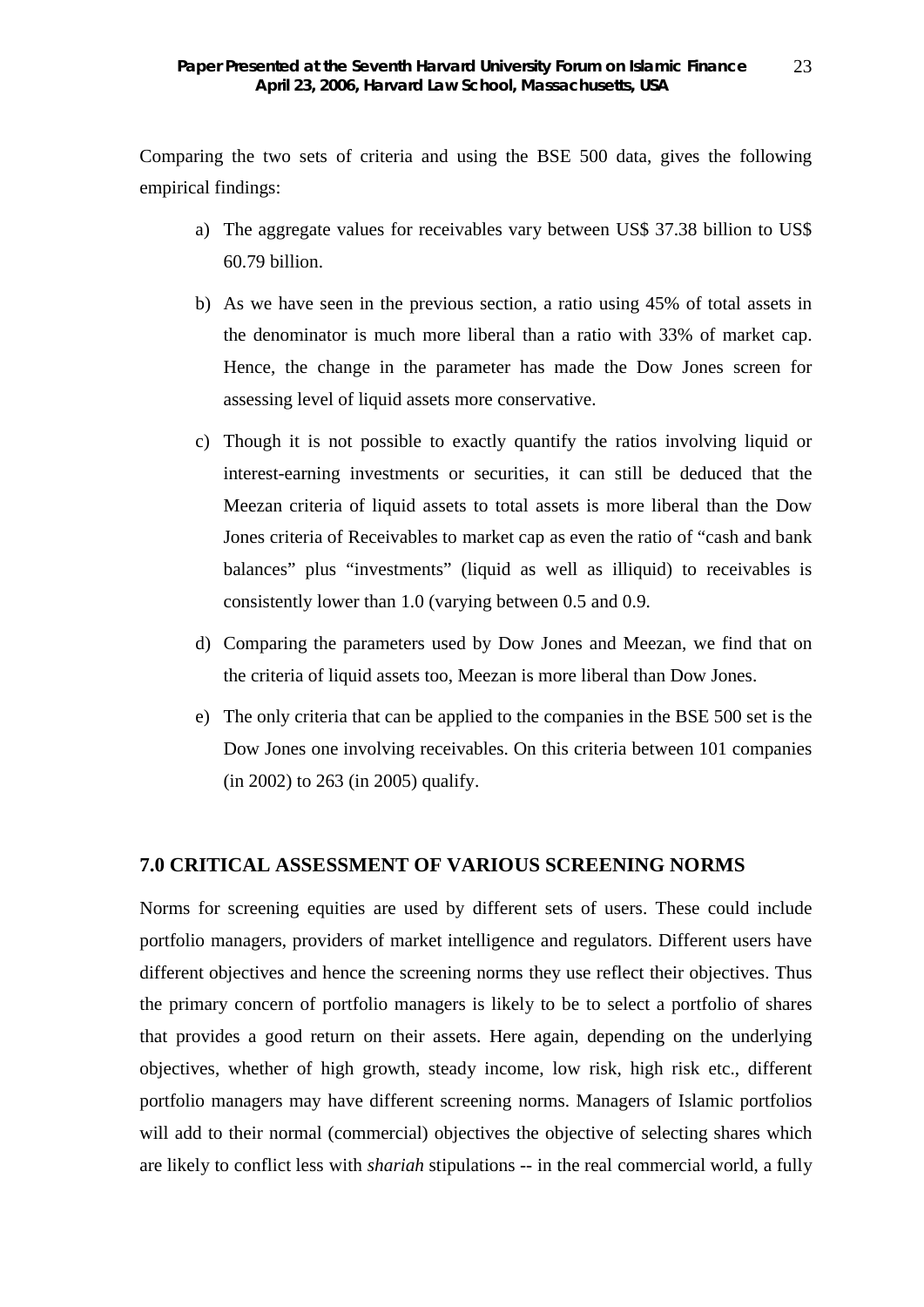Comparing the two sets of criteria and using the BSE 500 data, gives the following empirical findings:

a) The aggregate values for receivables vary between US$ 37.38 billion to US$ 60.79 billion.

b) As we have seen in the previous section, a ratio using 45% of total assets in the denominator is much more liberal than a ratio with 33% of market cap. Hence, the change in the parameter has made the Dow Jones screen for assessing level of liquid assets more conservative.

c) Though it is not possible to exactly quantify the ratios involving liquid or interest-earning investments or securities, it can still be deduced that the Meezan criteria of liquid assets to total assets is more liberal than the Dow Jones criteria of Receivables to market cap as even the ratio of "cash and bank balances" plus "investments" (liquid as well as illiquid) to receivables is consistently lower than 1.0 (varying between 0.5 and 0.9.

d) Comparing the parameters used by Dow Jones and Meezan, we find that on the criteria of liquid assets too, Meezan is more liberal than Dow Jones.

e) The only criteria that can be applied to the companies in the BSE 500 set is the Dow Jones one involving receivables. On this criteria between 101 companies (in 2002) to 263 (in 2005) qualify.

## 7.0 CRITICAL ASSESSMENT OF VARIOUS SCREENING NORMS

Norms for screening equities are used by different sets of users. These could include portfolio managers, providers of market intelligence and regulators. Different users have different objectives and hence the screening norms they use reflect their objectives. Thus the primary concern of portfolio managers is likely to be to select a portfolio of shares that provides a good return on their assets. Here again, depending on the underlying objectives, whether of high growth, steady income, low risk, high risk etc., different portfolio managers may have different screening norms. Managers of Islamic portfolios will add to their normal (commercial) objectives the objective of selecting shares which are likely to conflict less with *shariah* stipulations -- in the real commercial world, a fully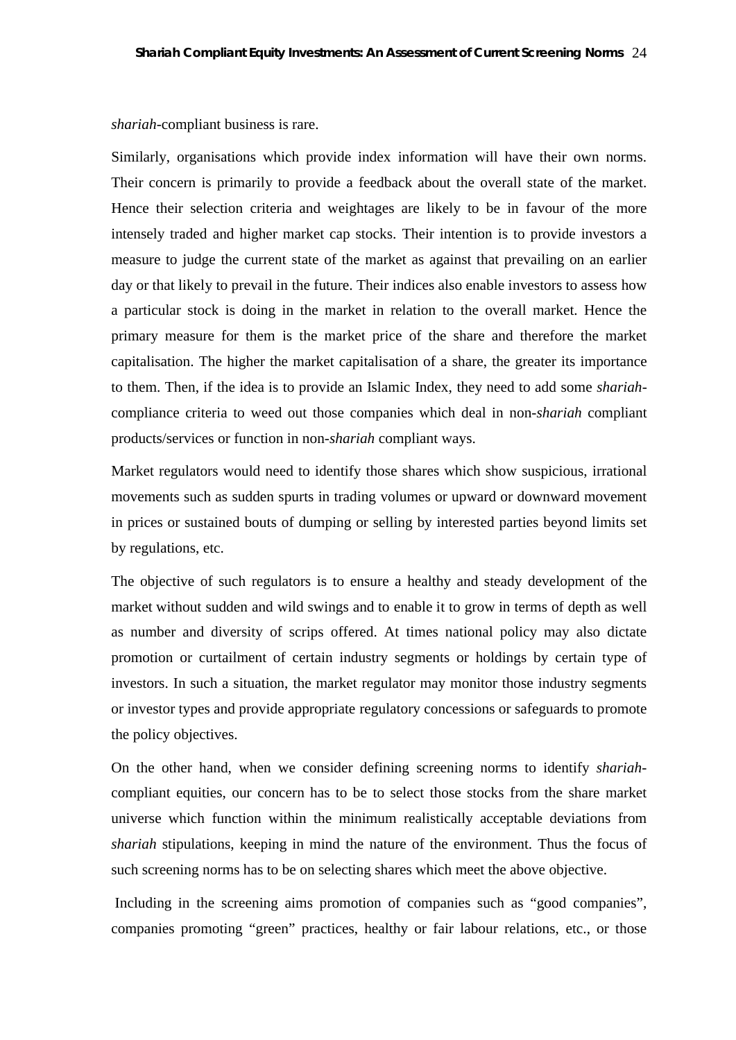*shariah*-compliant business is rare.

Similarly, organisations which provide index information will have their own norms. Their concern is primarily to provide a feedback about the overall state of the market. Hence their selection criteria and weightages are likely to be in favour of the more intensely traded and higher market cap stocks. Their intention is to provide investors a measure to judge the current state of the market as against that prevailing on an earlier day or that likely to prevail in the future. Their indices also enable investors to assess how a particular stock is doing in the market in relation to the overall market. Hence the primary measure for them is the market price of the share and therefore the market capitalisation. The higher the market capitalisation of a share, the greater its importance to them. Then, if the idea is to provide an Islamic Index, they need to add some *shariah*-compliance criteria to weed out those companies which deal in non-*shariah* compliant products/services or function in non-*shariah* compliant ways.

Market regulators would need to identify those shares which show suspicious, irrational movements such as sudden spurts in trading volumes or upward or downward movement in prices or sustained bouts of dumping or selling by interested parties beyond limits set by regulations, etc.

The objective of such regulators is to ensure a healthy and steady development of the market without sudden and wild swings and to enable it to grow in terms of depth as well as number and diversity of scrips offered. At times national policy may also dictate promotion or curtailment of certain industry segments or holdings by certain type of investors. In such a situation, the market regulator may monitor those industry segments or investor types and provide appropriate regulatory concessions or safeguards to promote the policy objectives.

On the other hand, when we consider defining screening norms to identify *shariah*-compliant equities, our concern has to be to select those stocks from the share market universe which function within the minimum realistically acceptable deviations from *shariah* stipulations, keeping in mind the nature of the environment. Thus the focus of such screening norms has to be on selecting shares which meet the above objective.

Including in the screening aims promotion of companies such as "good companies", companies promoting "green" practices, healthy or fair labour relations, etc., or those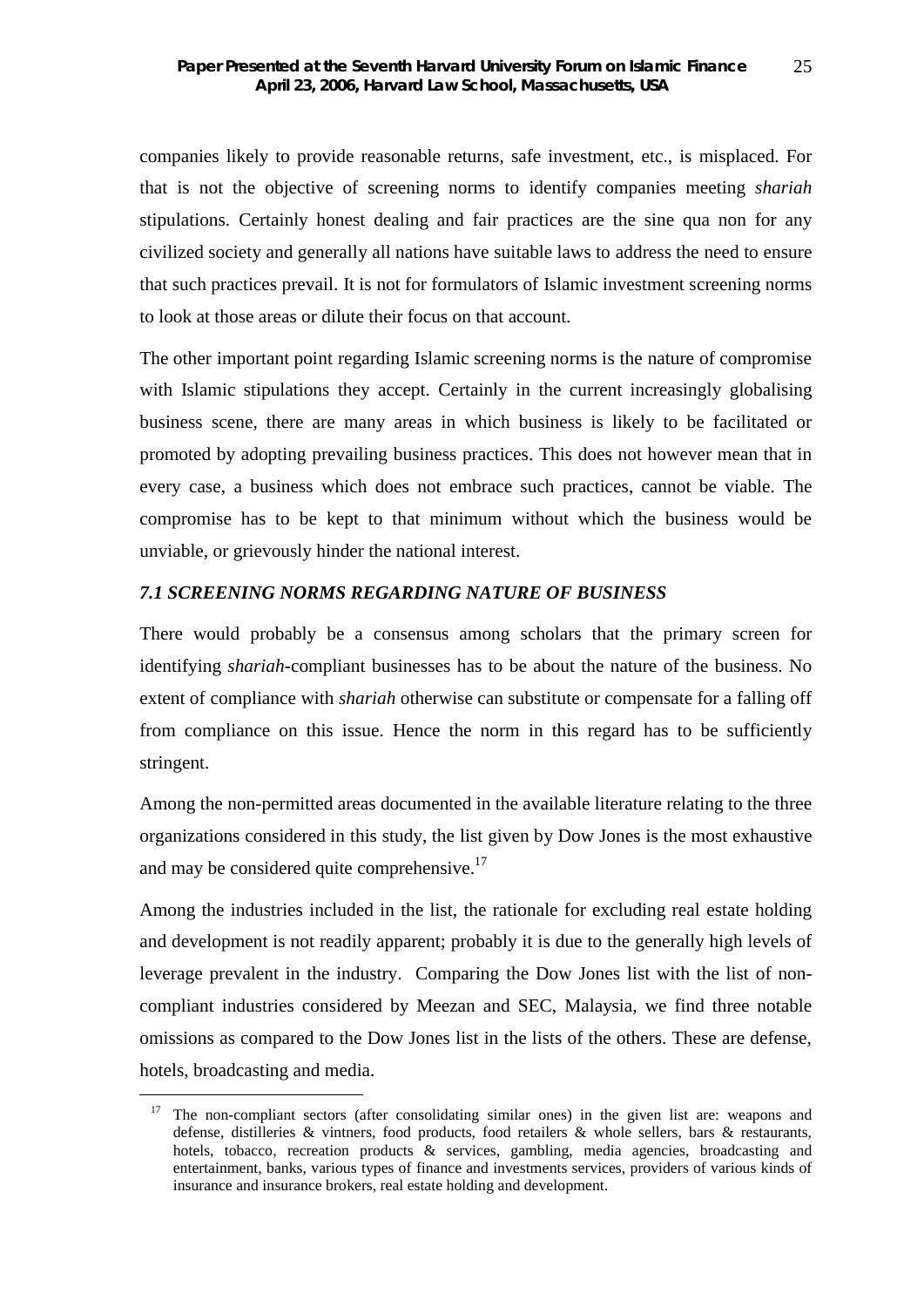companies likely to provide reasonable returns, safe investment, etc., is misplaced. For that is not the objective of screening norms to identify companies meeting *shariah* stipulations. Certainly honest dealing and fair practices are the sine qua non for any civilized society and generally all nations have suitable laws to address the need to ensure that such practices prevail. It is not for formulators of Islamic investment screening norms to look at those areas or dilute their focus on that account.

The other important point regarding Islamic screening norms is the nature of compromise with Islamic stipulations they accept. Certainly in the current increasingly globalising business scene, there are many areas in which business is likely to be facilitated or promoted by adopting prevailing business practices. This does not however mean that in every case, a business which does not embrace such practices, cannot be viable. The compromise has to be kept to that minimum without which the business would be unviable, or grievously hinder the national interest.

### *7.1 SCREENING NORMS REGARDING NATURE OF BUSINESS*

There would probably be a consensus among scholars that the primary screen for identifying *shariah*-compliant businesses has to be about the nature of the business. No extent of compliance with *shariah* otherwise can substitute or compensate for a falling off from compliance on this issue. Hence the norm in this regard has to be sufficiently stringent.

Among the non-permitted areas documented in the available literature relating to the three organizations considered in this study, the list given by Dow Jones is the most exhaustive and may be considered quite comprehensive.[17]

Among the industries included in the list, the rationale for excluding real estate holding and development is not readily apparent; probably it is due to the generally high levels of leverage prevalent in the industry. Comparing the Dow Jones list with the list of non-compliant industries considered by Meezan and SEC, Malaysia, we find three notable omissions as compared to the Dow Jones list in the lists of the others. These are defense, hotels, broadcasting and media.

---

[17] The non-compliant sectors (after consolidating similar ones) in the given list are: weapons and defense, distilleries & vintners, food products, food retailers & whole sellers, bars & restaurants, hotels, tobacco, recreation products & services, gambling, media agencies, broadcasting and entertainment, banks, various types of finance and investments services, providers of various kinds of insurance and insurance brokers, real estate holding and development.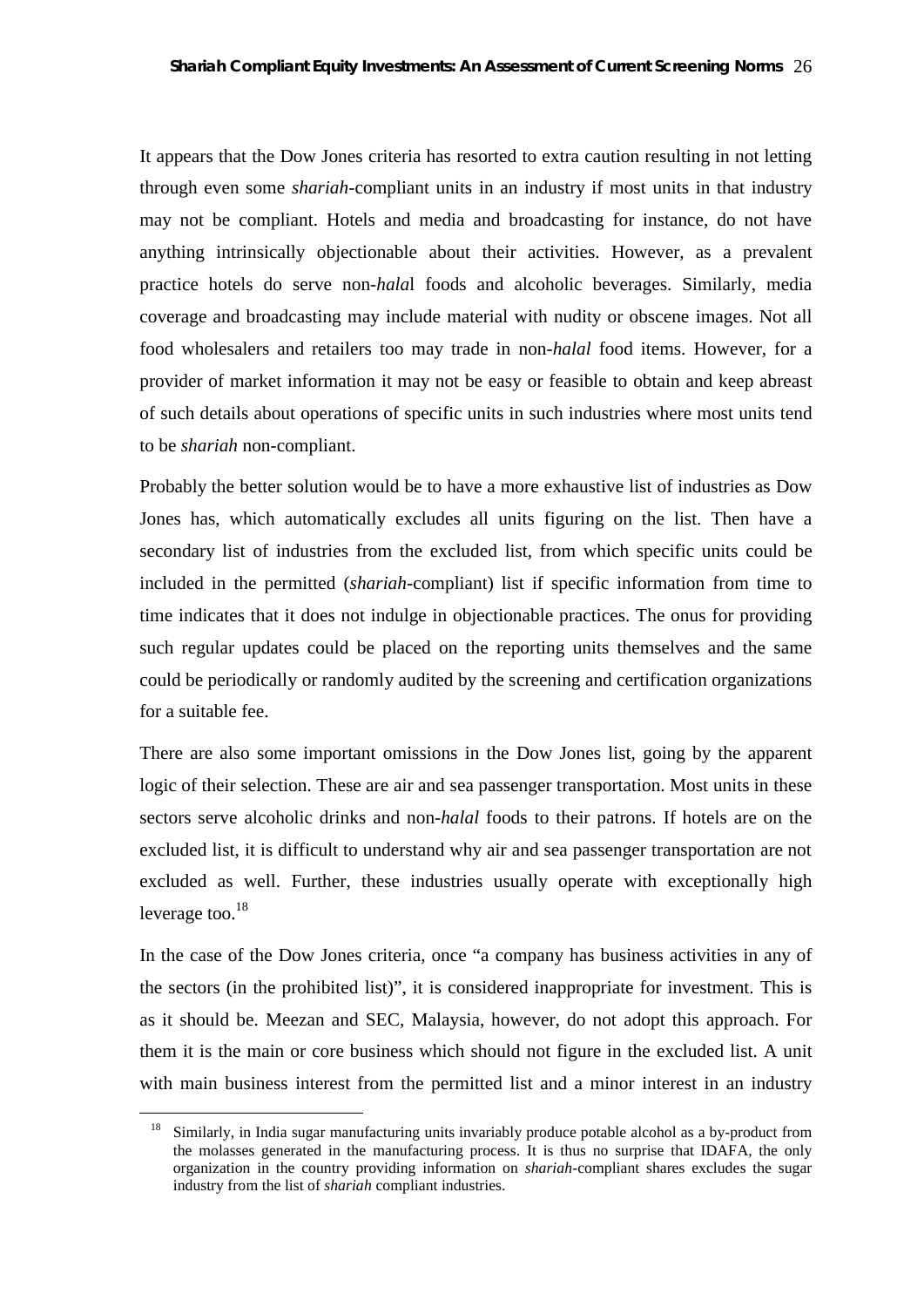It appears that the Dow Jones criteria has resorted to extra caution resulting in not letting through even some *shariah*-compliant units in an industry if most units in that industry may not be compliant. Hotels and media and broadcasting for instance, do not have anything intrinsically objectionable about their activities. However, as a prevalent practice hotels do serve non-*halal* foods and alcoholic beverages. Similarly, media coverage and broadcasting may include material with nudity or obscene images. Not all food wholesalers and retailers too may trade in non-*halal* food items. However, for a provider of market information it may not be easy or feasible to obtain and keep abreast of such details about operations of specific units in such industries where most units tend to be *shariah* non-compliant.

Probably the better solution would be to have a more exhaustive list of industries as Dow Jones has, which automatically excludes all units figuring on the list. Then have a secondary list of industries from the excluded list, from which specific units could be included in the permitted (*shariah*-compliant) list if specific information from time to time indicates that it does not indulge in objectionable practices. The onus for providing such regular updates could be placed on the reporting units themselves and the same could be periodically or randomly audited by the screening and certification organizations for a suitable fee.

There are also some important omissions in the Dow Jones list, going by the apparent logic of their selection. These are air and sea passenger transportation. Most units in these sectors serve alcoholic drinks and non-*halal* foods to their patrons. If hotels are on the excluded list, it is difficult to understand why air and sea passenger transportation are not excluded as well. Further, these industries usually operate with exceptionally high leverage too.[18]

In the case of the Dow Jones criteria, once "a company has business activities in any of the sectors (in the prohibited list)", it is considered inappropriate for investment. This is as it should be. Meezan and SEC, Malaysia, however, do not adopt this approach. For them it is the main or core business which should not figure in the excluded list. A unit with main business interest from the permitted list and a minor interest in an industry

---

[18] Similarly, in India sugar manufacturing units invariably produce potable alcohol as a by-product from the molasses generated in the manufacturing process. It is thus no surprise that IDAFA, the only organization in the country providing information on *shariah*-compliant shares excludes the sugar industry from the list of *shariah* compliant industries.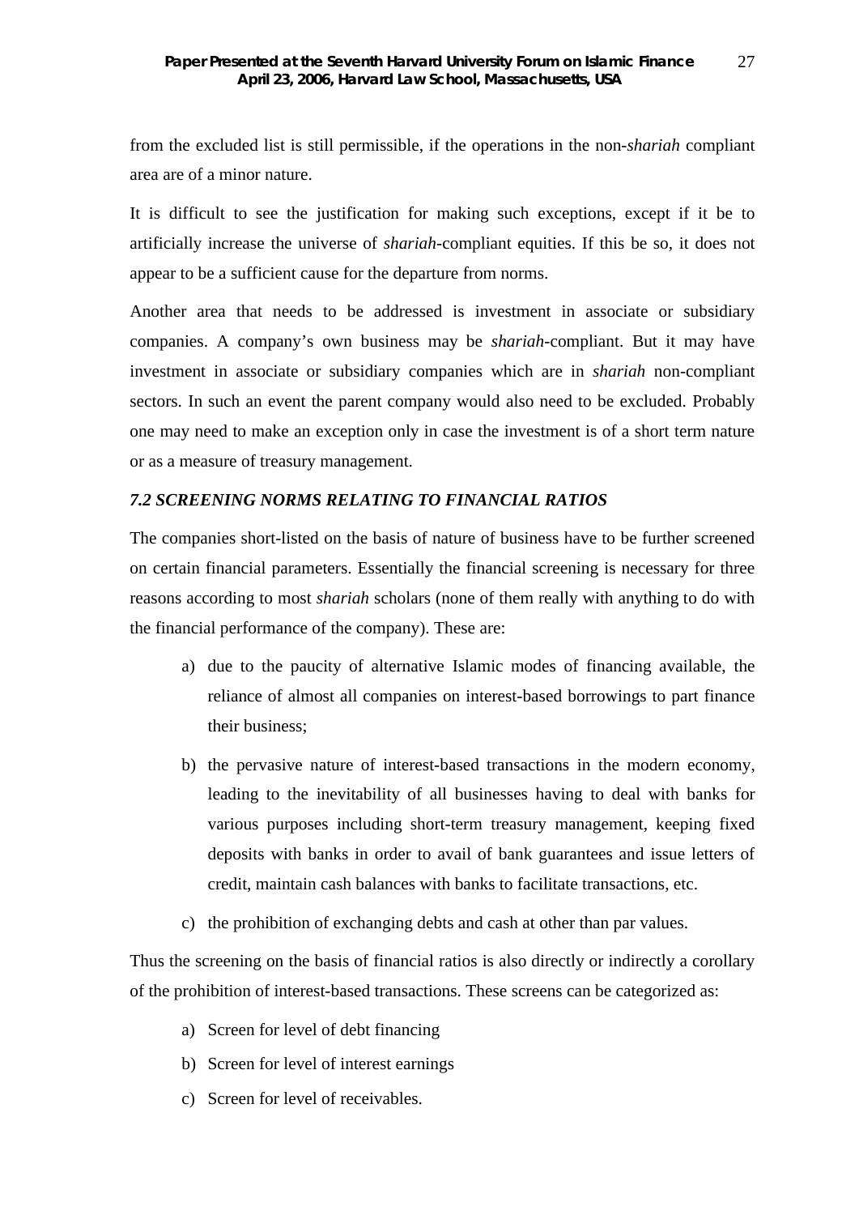from the excluded list is still permissible, if the operations in the non-*shariah* compliant area are of a minor nature.

It is difficult to see the justification for making such exceptions, except if it be to artificially increase the universe of *shariah*-compliant equities. If this be so, it does not appear to be a sufficient cause for the departure from norms.

Another area that needs to be addressed is investment in associate or subsidiary companies. A company's own business may be *shariah*-compliant. But it may have investment in associate or subsidiary companies which are in *shariah* non-compliant sectors. In such an event the parent company would also need to be excluded. Probably one may need to make an exception only in case the investment is of a short term nature or as a measure of treasury management.

### *7.2 SCREENING NORMS RELATING TO FINANCIAL RATIOS*

The companies short-listed on the basis of nature of business have to be further screened on certain financial parameters. Essentially the financial screening is necessary for three reasons according to most *shariah* scholars (none of them really with anything to do with the financial performance of the company). These are:

a) due to the paucity of alternative Islamic modes of financing available, the reliance of almost all companies on interest-based borrowings to part finance their business;

b) the pervasive nature of interest-based transactions in the modern economy, leading to the inevitability of all businesses having to deal with banks for various purposes including short-term treasury management, keeping fixed deposits with banks in order to avail of bank guarantees and issue letters of credit, maintain cash balances with banks to facilitate transactions, etc.

c) the prohibition of exchanging debts and cash at other than par values.

Thus the screening on the basis of financial ratios is also directly or indirectly a corollary of the prohibition of interest-based transactions. These screens can be categorized as:

a) Screen for level of debt financing

b) Screen for level of interest earnings

c) Screen for level of receivables.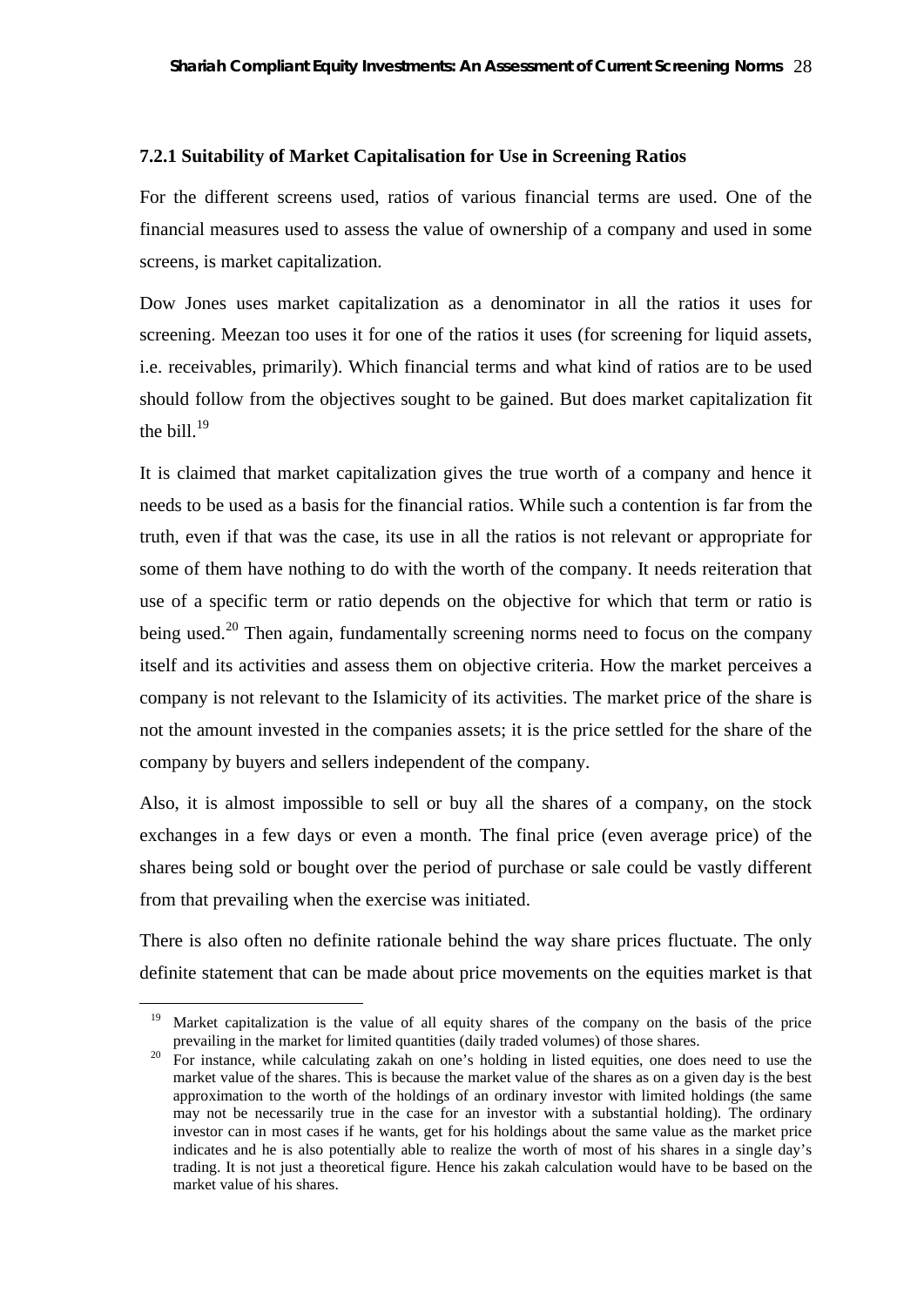### 7.2.1 Suitability of Market Capitalisation for Use in Screening Ratios

For the different screens used, ratios of various financial terms are used. One of the financial measures used to assess the value of ownership of a company and used in some screens, is market capitalization.

Dow Jones uses market capitalization as a denominator in all the ratios it uses for screening. Meezan too uses it for one of the ratios it uses (for screening for liquid assets, i.e. receivables, primarily). Which financial terms and what kind of ratios are to be used should follow from the objectives sought to be gained. But does market capitalization fit the bill.[19]

It is claimed that market capitalization gives the true worth of a company and hence it needs to be used as a basis for the financial ratios. While such a contention is far from the truth, even if that was the case, its use in all the ratios is not relevant or appropriate for some of them have nothing to do with the worth of the company. It needs reiteration that use of a specific term or ratio depends on the objective for which that term or ratio is being used.[20] Then again, fundamentally screening norms need to focus on the company itself and its activities and assess them on objective criteria. How the market perceives a company is not relevant to the Islamicity of its activities. The market price of the share is not the amount invested in the companies assets; it is the price settled for the share of the company by buyers and sellers independent of the company.

Also, it is almost impossible to sell or buy all the shares of a company, on the stock exchanges in a few days or even a month. The final price (even average price) of the shares being sold or bought over the period of purchase or sale could be vastly different from that prevailing when the exercise was initiated.

There is also often no definite rationale behind the way share prices fluctuate. The only definite statement that can be made about price movements on the equities market is that

---

[19] Market capitalization is the value of all equity shares of the company on the basis of the price prevailing in the market for limited quantities (daily traded volumes) of those shares.

[20] For instance, while calculating zakah on one's holding in listed equities, one does need to use the market value of the shares. This is because the market value of the shares as on a given day is the best approximation to the worth of the holdings of an ordinary investor with limited holdings (the same may not be necessarily true in the case for an investor with a substantial holding). The ordinary investor can in most cases if he wants, get for his holdings about the same value as the market price indicates and he is also potentially able to realize the worth of most of his shares in a single day's trading. It is not just a theoretical figure. Hence his zakah calculation would have to be based on the market value of his shares.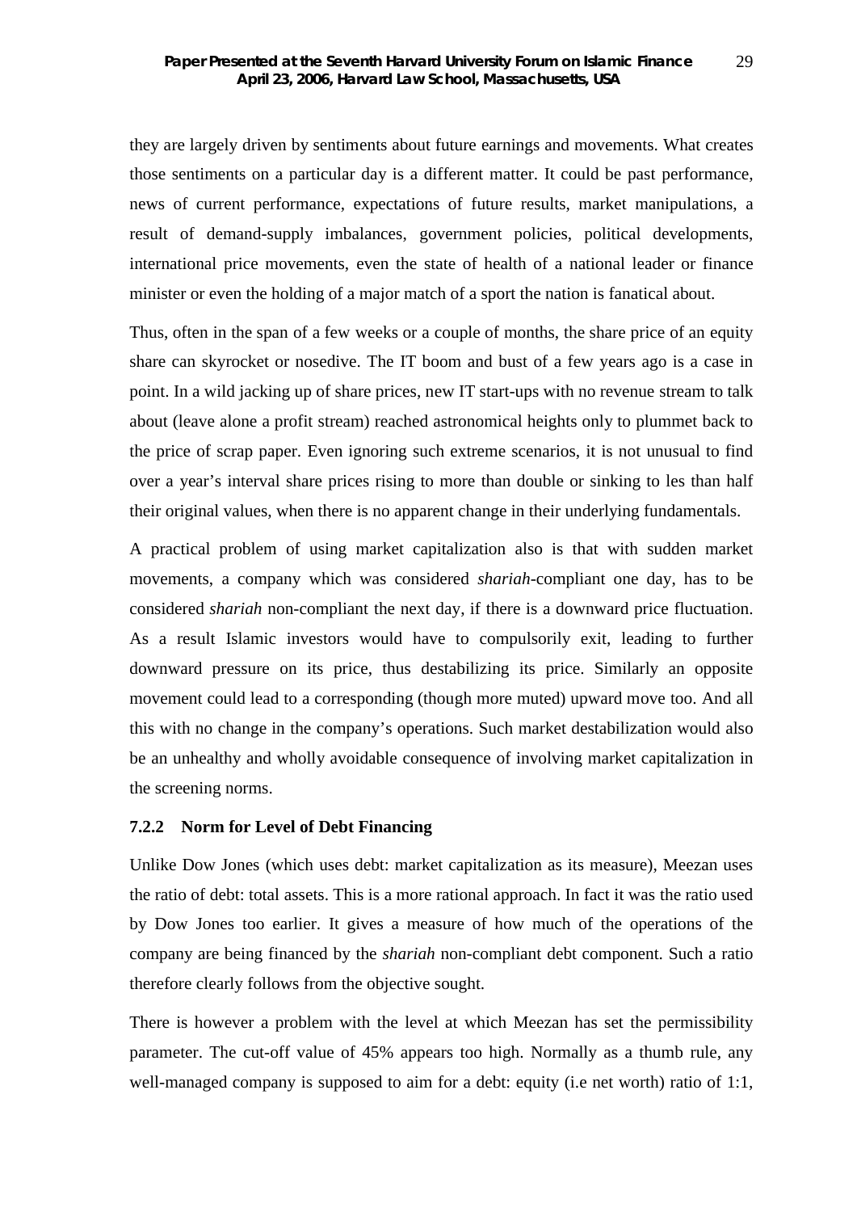they are largely driven by sentiments about future earnings and movements. What creates those sentiments on a particular day is a different matter. It could be past performance, news of current performance, expectations of future results, market manipulations, a result of demand-supply imbalances, government policies, political developments, international price movements, even the state of health of a national leader or finance minister or even the holding of a major match of a sport the nation is fanatical about.

Thus, often in the span of a few weeks or a couple of months, the share price of an equity share can skyrocket or nosedive. The IT boom and bust of a few years ago is a case in point. In a wild jacking up of share prices, new IT start-ups with no revenue stream to talk about (leave alone a profit stream) reached astronomical heights only to plummet back to the price of scrap paper. Even ignoring such extreme scenarios, it is not unusual to find over a year's interval share prices rising to more than double or sinking to les than half their original values, when there is no apparent change in their underlying fundamentals.

A practical problem of using market capitalization also is that with sudden market movements, a company which was considered *shariah*-compliant one day, has to be considered *shariah* non-compliant the next day, if there is a downward price fluctuation. As a result Islamic investors would have to compulsorily exit, leading to further downward pressure on its price, thus destabilizing its price. Similarly an opposite movement could lead to a corresponding (though more muted) upward move too. And all this with no change in the company's operations. Such market destabilization would also be an unhealthy and wholly avoidable consequence of involving market capitalization in the screening norms.

#### 7.2.2 Norm for Level of Debt Financing

Unlike Dow Jones (which uses debt: market capitalization as its measure), Meezan uses the ratio of debt: total assets. This is a more rational approach. In fact it was the ratio used by Dow Jones too earlier. It gives a measure of how much of the operations of the company are being financed by the *shariah* non-compliant debt component. Such a ratio therefore clearly follows from the objective sought.

There is however a problem with the level at which Meezan has set the permissibility parameter. The cut-off value of 45% appears too high. Normally as a thumb rule, any well-managed company is supposed to aim for a debt: equity (i.e net worth) ratio of 1:1,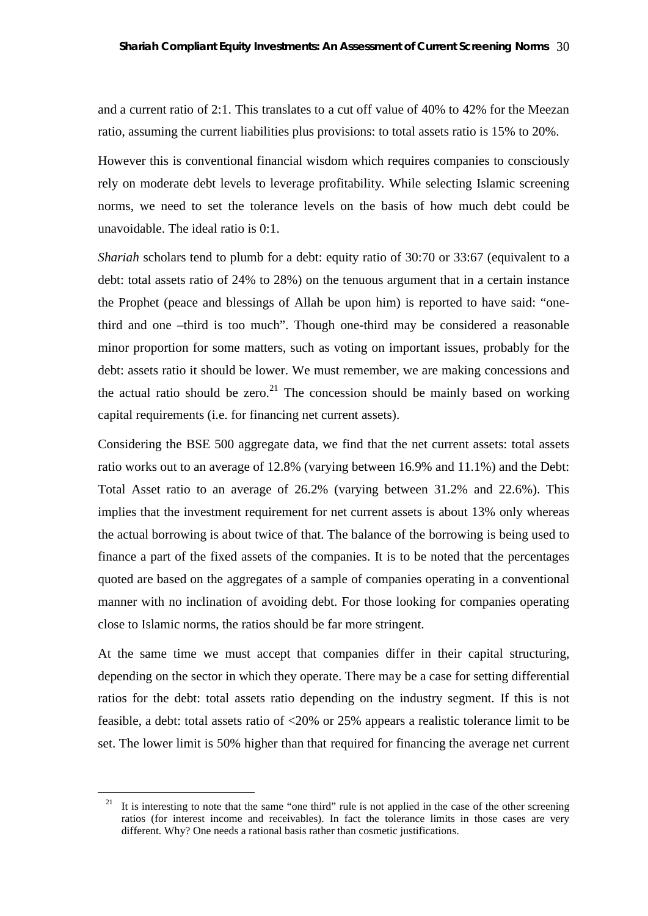and a current ratio of 2:1. This translates to a cut off value of 40% to 42% for the Meezan ratio, assuming the current liabilities plus provisions: to total assets ratio is 15% to 20%.

However this is conventional financial wisdom which requires companies to consciously rely on moderate debt levels to leverage profitability. While selecting Islamic screening norms, we need to set the tolerance levels on the basis of how much debt could be unavoidable. The ideal ratio is 0:1.

*Shariah* scholars tend to plumb for a debt: equity ratio of 30:70 or 33:67 (equivalent to a debt: total assets ratio of 24% to 28%) on the tenuous argument that in a certain instance the Prophet (peace and blessings of Allah be upon him) is reported to have said: "one-third and one –third is too much". Though one-third may be considered a reasonable minor proportion for some matters, such as voting on important issues, probably for the debt: assets ratio it should be lower. We must remember, we are making concessions and the actual ratio should be zero.[21] The concession should be mainly based on working capital requirements (i.e. for financing net current assets).

Considering the BSE 500 aggregate data, we find that the net current assets: total assets ratio works out to an average of 12.8% (varying between 16.9% and 11.1%) and the Debt: Total Asset ratio to an average of 26.2% (varying between 31.2% and 22.6%). This implies that the investment requirement for net current assets is about 13% only whereas the actual borrowing is about twice of that. The balance of the borrowing is being used to finance a part of the fixed assets of the companies. It is to be noted that the percentages quoted are based on the aggregates of a sample of companies operating in a conventional manner with no inclination of avoiding debt. For those looking for companies operating close to Islamic norms, the ratios should be far more stringent.

At the same time we must accept that companies differ in their capital structuring, depending on the sector in which they operate. There may be a case for setting differential ratios for the debt: total assets ratio depending on the industry segment. If this is not feasible, a debt: total assets ratio of <20% or 25% appears a realistic tolerance limit to be set. The lower limit is 50% higher than that required for financing the average net current

---

[21] It is interesting to note that the same "one third" rule is not applied in the case of the other screening ratios (for interest income and receivables). In fact the tolerance limits in those cases are very different. Why? One needs a rational basis rather than cosmetic justifications.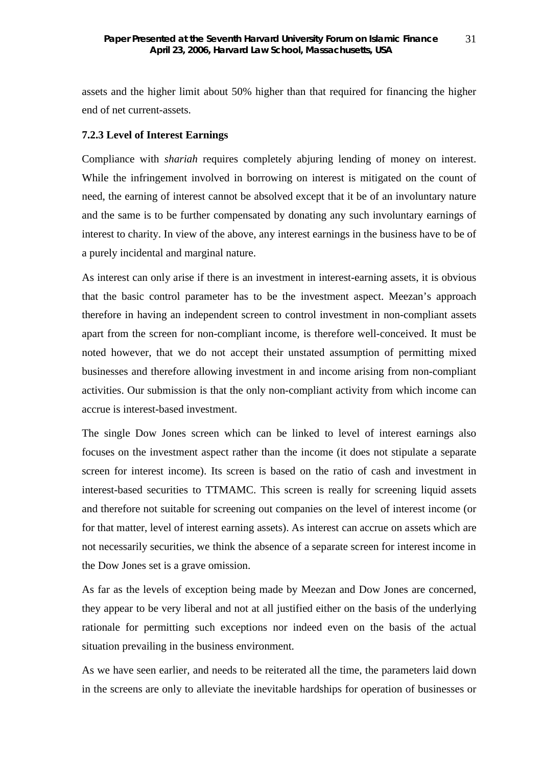assets and the higher limit about 50% higher than that required for financing the higher end of net current-assets.

### 7.2.3 Level of Interest Earnings

Compliance with *shariah* requires completely abjuring lending of money on interest. While the infringement involved in borrowing on interest is mitigated on the count of need, the earning of interest cannot be absolved except that it be of an involuntary nature and the same is to be further compensated by donating any such involuntary earnings of interest to charity. In view of the above, any interest earnings in the business have to be of a purely incidental and marginal nature.

As interest can only arise if there is an investment in interest-earning assets, it is obvious that the basic control parameter has to be the investment aspect. Meezan's approach therefore in having an independent screen to control investment in non-compliant assets apart from the screen for non-compliant income, is therefore well-conceived. It must be noted however, that we do not accept their unstated assumption of permitting mixed businesses and therefore allowing investment in and income arising from non-compliant activities. Our submission is that the only non-compliant activity from which income can accrue is interest-based investment.

The single Dow Jones screen which can be linked to level of interest earnings also focuses on the investment aspect rather than the income (it does not stipulate a separate screen for interest income). Its screen is based on the ratio of cash and investment in interest-based securities to TTMAMC. This screen is really for screening liquid assets and therefore not suitable for screening out companies on the level of interest income (or for that matter, level of interest earning assets). As interest can accrue on assets which are not necessarily securities, we think the absence of a separate screen for interest income in the Dow Jones set is a grave omission.

As far as the levels of exception being made by Meezan and Dow Jones are concerned, they appear to be very liberal and not at all justified either on the basis of the underlying rationale for permitting such exceptions nor indeed even on the basis of the actual situation prevailing in the business environment.

As we have seen earlier, and needs to be reiterated all the time, the parameters laid down in the screens are only to alleviate the inevitable hardships for operation of businesses or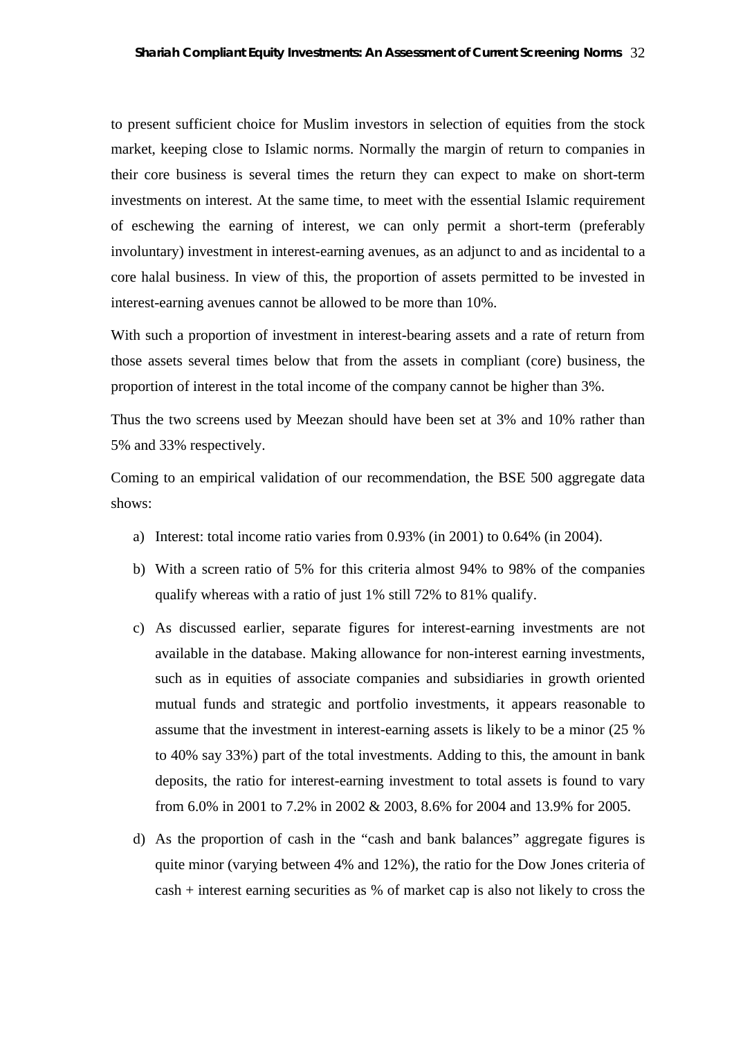to present sufficient choice for Muslim investors in selection of equities from the stock market, keeping close to Islamic norms. Normally the margin of return to companies in their core business is several times the return they can expect to make on short-term investments on interest. At the same time, to meet with the essential Islamic requirement of eschewing the earning of interest, we can only permit a short-term (preferably involuntary) investment in interest-earning avenues, as an adjunct to and as incidental to a core halal business. In view of this, the proportion of assets permitted to be invested in interest-earning avenues cannot be allowed to be more than 10%.

With such a proportion of investment in interest-bearing assets and a rate of return from those assets several times below that from the assets in compliant (core) business, the proportion of interest in the total income of the company cannot be higher than 3%.

Thus the two screens used by Meezan should have been set at 3% and 10% rather than 5% and 33% respectively.

Coming to an empirical validation of our recommendation, the BSE 500 aggregate data shows:

a) Interest: total income ratio varies from 0.93% (in 2001) to 0.64% (in 2004).

b) With a screen ratio of 5% for this criteria almost 94% to 98% of the companies qualify whereas with a ratio of just 1% still 72% to 81% qualify.

c) As discussed earlier, separate figures for interest-earning investments are not available in the database. Making allowance for non-interest earning investments, such as in equities of associate companies and subsidiaries in growth oriented mutual funds and strategic and portfolio investments, it appears reasonable to assume that the investment in interest-earning assets is likely to be a minor (25 % to 40% say 33%) part of the total investments. Adding to this, the amount in bank deposits, the ratio for interest-earning investment to total assets is found to vary from 6.0% in 2001 to 7.2% in 2002 & 2003, 8.6% for 2004 and 13.9% for 2005.

d) As the proportion of cash in the "cash and bank balances" aggregate figures is quite minor (varying between 4% and 12%), the ratio for the Dow Jones criteria of cash + interest earning securities as % of market cap is also not likely to cross the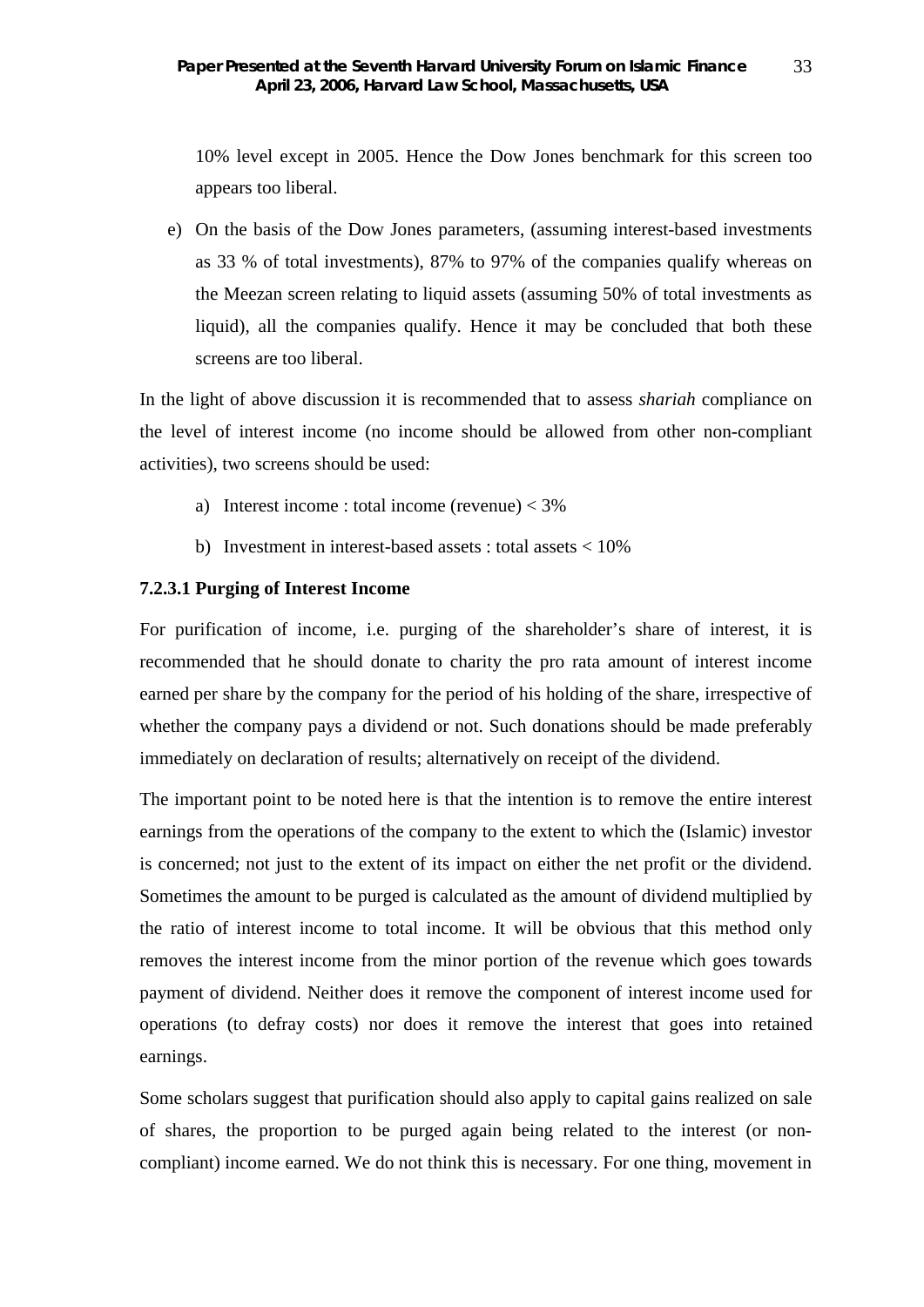10% level except in 2005. Hence the Dow Jones benchmark for this screen too appears too liberal.

e) On the basis of the Dow Jones parameters, (assuming interest-based investments as 33 % of total investments), 87% to 97% of the companies qualify whereas on the Meezan screen relating to liquid assets (assuming 50% of total investments as liquid), all the companies qualify. Hence it may be concluded that both these screens are too liberal.

In the light of above discussion it is recommended that to assess *shariah* compliance on the level of interest income (no income should be allowed from other non-compliant activities), two screens should be used:

a) Interest income : total income (revenue) < 3%

b) Investment in interest-based assets : total assets < 10%

#### 7.2.3.1 Purging of Interest Income

For purification of income, i.e. purging of the shareholder's share of interest, it is recommended that he should donate to charity the pro rata amount of interest income earned per share by the company for the period of his holding of the share, irrespective of whether the company pays a dividend or not. Such donations should be made preferably immediately on declaration of results; alternatively on receipt of the dividend.

The important point to be noted here is that the intention is to remove the entire interest earnings from the operations of the company to the extent to which the (Islamic) investor is concerned; not just to the extent of its impact on either the net profit or the dividend. Sometimes the amount to be purged is calculated as the amount of dividend multiplied by the ratio of interest income to total income. It will be obvious that this method only removes the interest income from the minor portion of the revenue which goes towards payment of dividend. Neither does it remove the component of interest income used for operations (to defray costs) nor does it remove the interest that goes into retained earnings.

Some scholars suggest that purification should also apply to capital gains realized on sale of shares, the proportion to be purged again being related to the interest (or non-compliant) income earned. We do not think this is necessary. For one thing, movement in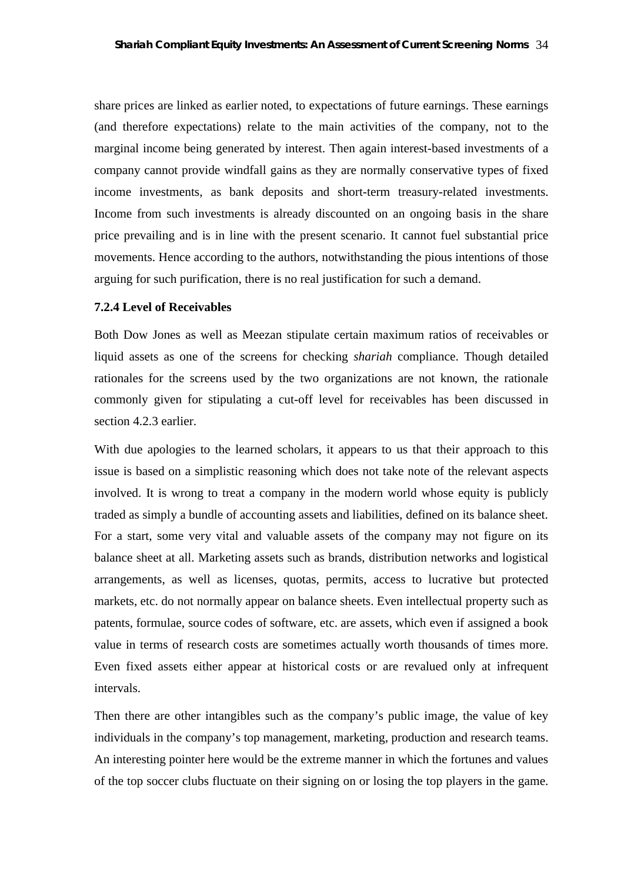share prices are linked as earlier noted, to expectations of future earnings. These earnings (and therefore expectations) relate to the main activities of the company, not to the marginal income being generated by interest. Then again interest-based investments of a company cannot provide windfall gains as they are normally conservative types of fixed income investments, as bank deposits and short-term treasury-related investments. Income from such investments is already discounted on an ongoing basis in the share price prevailing and is in line with the present scenario. It cannot fuel substantial price movements. Hence according to the authors, notwithstanding the pious intentions of those arguing for such purification, there is no real justification for such a demand.

#### 7.2.4 Level of Receivables

Both Dow Jones as well as Meezan stipulate certain maximum ratios of receivables or liquid assets as one of the screens for checking *shariah* compliance. Though detailed rationales for the screens used by the two organizations are not known, the rationale commonly given for stipulating a cut-off level for receivables has been discussed in section 4.2.3 earlier.

With due apologies to the learned scholars, it appears to us that their approach to this issue is based on a simplistic reasoning which does not take note of the relevant aspects involved. It is wrong to treat a company in the modern world whose equity is publicly traded as simply a bundle of accounting assets and liabilities, defined on its balance sheet. For a start, some very vital and valuable assets of the company may not figure on its balance sheet at all. Marketing assets such as brands, distribution networks and logistical arrangements, as well as licenses, quotas, permits, access to lucrative but protected markets, etc. do not normally appear on balance sheets. Even intellectual property such as patents, formulae, source codes of software, etc. are assets, which even if assigned a book value in terms of research costs are sometimes actually worth thousands of times more. Even fixed assets either appear at historical costs or are revalued only at infrequent intervals.

Then there are other intangibles such as the company's public image, the value of key individuals in the company's top management, marketing, production and research teams. An interesting pointer here would be the extreme manner in which the fortunes and values of the top soccer clubs fluctuate on their signing on or losing the top players in the game.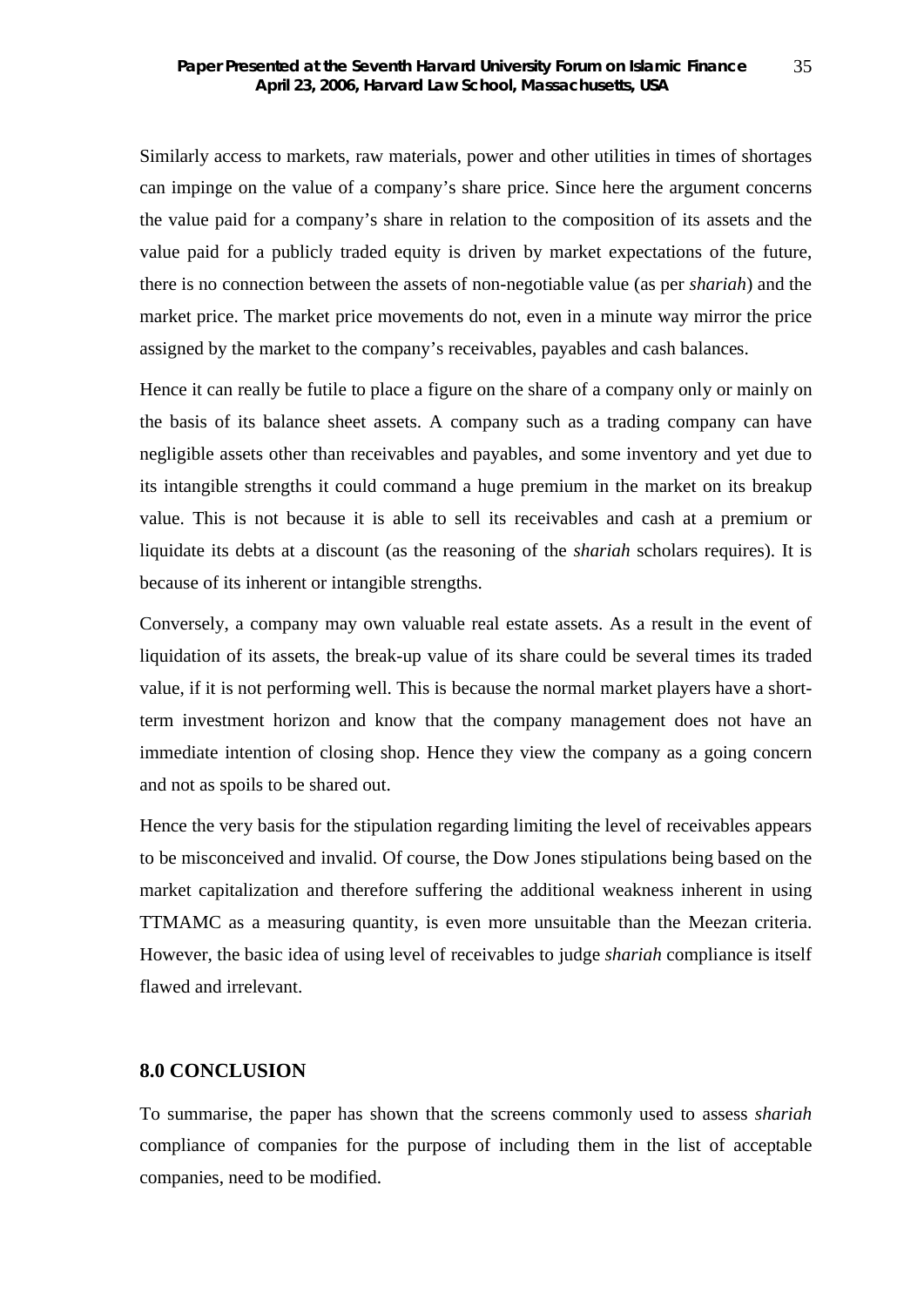Similarly access to markets, raw materials, power and other utilities in times of shortages can impinge on the value of a company's share price. Since here the argument concerns the value paid for a company's share in relation to the composition of its assets and the value paid for a publicly traded equity is driven by market expectations of the future, there is no connection between the assets of non-negotiable value (as per *shariah*) and the market price. The market price movements do not, even in a minute way mirror the price assigned by the market to the company's receivables, payables and cash balances.

Hence it can really be futile to place a figure on the share of a company only or mainly on the basis of its balance sheet assets. A company such as a trading company can have negligible assets other than receivables and payables, and some inventory and yet due to its intangible strengths it could command a huge premium in the market on its breakup value. This is not because it is able to sell its receivables and cash at a premium or liquidate its debts at a discount (as the reasoning of the *shariah* scholars requires). It is because of its inherent or intangible strengths.

Conversely, a company may own valuable real estate assets. As a result in the event of liquidation of its assets, the break-up value of its share could be several times its traded value, if it is not performing well. This is because the normal market players have a short-term investment horizon and know that the company management does not have an immediate intention of closing shop. Hence they view the company as a going concern and not as spoils to be shared out.

Hence the very basis for the stipulation regarding limiting the level of receivables appears to be misconceived and invalid. Of course, the Dow Jones stipulations being based on the market capitalization and therefore suffering the additional weakness inherent in using TTMAMC as a measuring quantity, is even more unsuitable than the Meezan criteria. However, the basic idea of using level of receivables to judge *shariah* compliance is itself flawed and irrelevant.

## 8.0 CONCLUSION

To summarise, the paper has shown that the screens commonly used to assess *shariah* compliance of companies for the purpose of including them in the list of acceptable companies, need to be modified.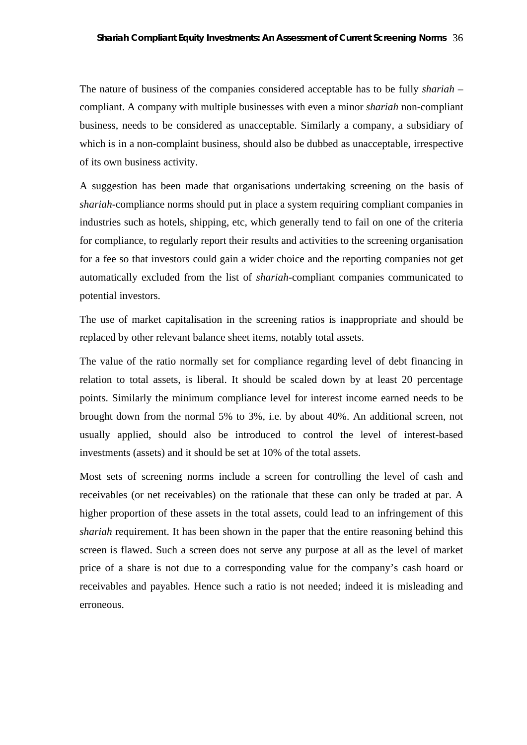The nature of business of the companies considered acceptable has to be fully *shariah* – compliant. A company with multiple businesses with even a minor *shariah* non-compliant business, needs to be considered as unacceptable. Similarly a company, a subsidiary of which is in a non-complaint business, should also be dubbed as unacceptable, irrespective of its own business activity.

A suggestion has been made that organisations undertaking screening on the basis of *shariah*-compliance norms should put in place a system requiring compliant companies in industries such as hotels, shipping, etc, which generally tend to fail on one of the criteria for compliance, to regularly report their results and activities to the screening organisation for a fee so that investors could gain a wider choice and the reporting companies not get automatically excluded from the list of *shariah*-compliant companies communicated to potential investors.

The use of market capitalisation in the screening ratios is inappropriate and should be replaced by other relevant balance sheet items, notably total assets.

The value of the ratio normally set for compliance regarding level of debt financing in relation to total assets, is liberal. It should be scaled down by at least 20 percentage points. Similarly the minimum compliance level for interest income earned needs to be brought down from the normal 5% to 3%, i.e. by about 40%. An additional screen, not usually applied, should also be introduced to control the level of interest-based investments (assets) and it should be set at 10% of the total assets.

Most sets of screening norms include a screen for controlling the level of cash and receivables (or net receivables) on the rationale that these can only be traded at par. A higher proportion of these assets in the total assets, could lead to an infringement of this *shariah* requirement. It has been shown in the paper that the entire reasoning behind this screen is flawed. Such a screen does not serve any purpose at all as the level of market price of a share is not due to a corresponding value for the company's cash hoard or receivables and payables. Hence such a ratio is not needed; indeed it is misleading and erroneous.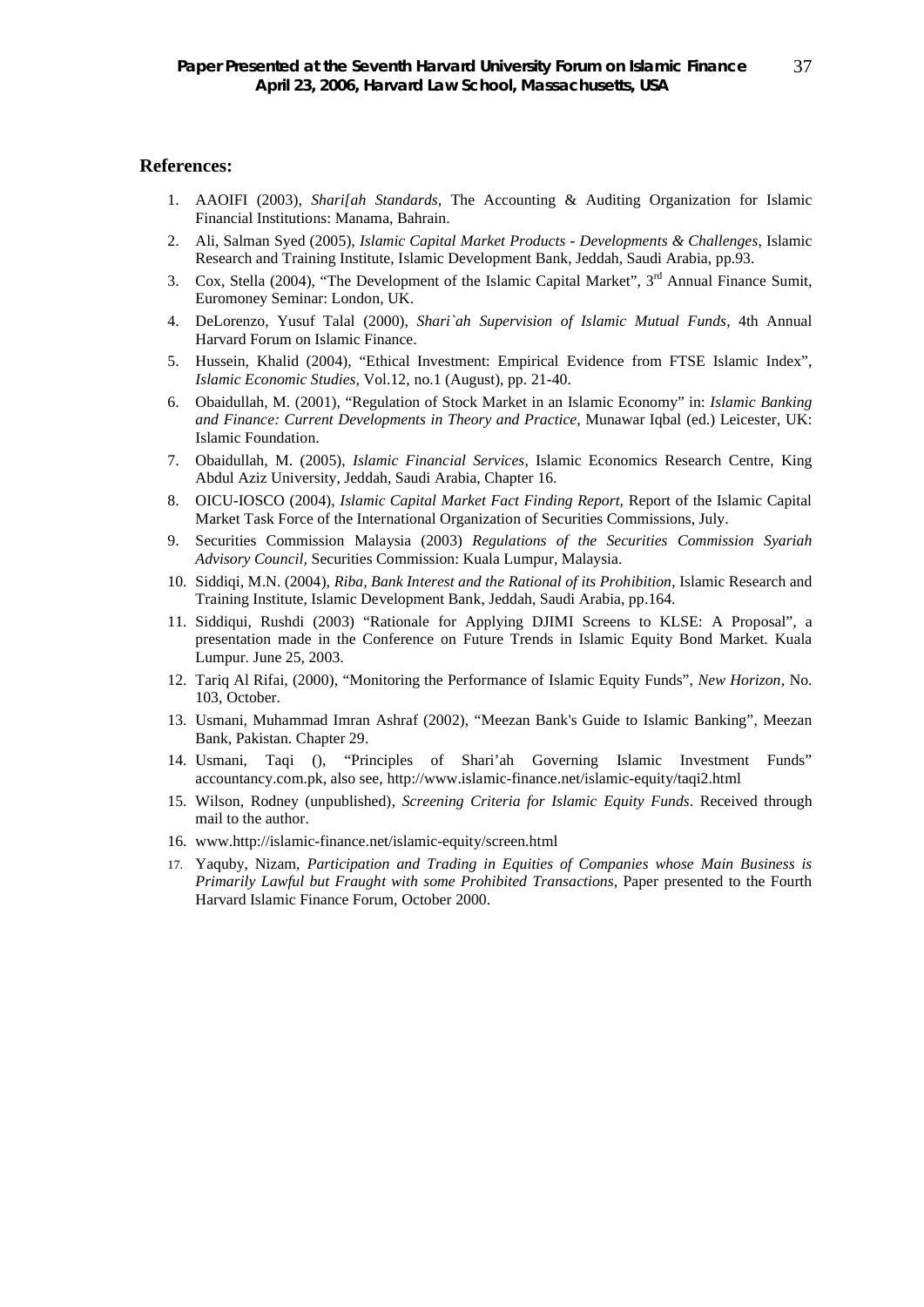## References:

1. AAOIFI (2003), *Shari[ah Standards*, The Accounting & Auditing Organization for Islamic Financial Institutions: Manama, Bahrain.
2. Ali, Salman Syed (2005), *Islamic Capital Market Products - Developments & Challenges*, Islamic Research and Training Institute, Islamic Development Bank, Jeddah, Saudi Arabia, pp.93.
3. Cox, Stella (2004), "The Development of the Islamic Capital Market", 3rd Annual Finance Sumit, Euromoney Seminar: London, UK.
4. DeLorenzo, Yusuf Talal (2000), *Shari`ah Supervision of Islamic Mutual Funds*, 4th Annual Harvard Forum on Islamic Finance.
5. Hussein, Khalid (2004), "Ethical Investment: Empirical Evidence from FTSE Islamic Index", *Islamic Economic Studies,* Vol.12, no.1 (August), pp. 21-40.
6. Obaidullah, M. (2001), "Regulation of Stock Market in an Islamic Economy" in: *Islamic Banking and Finance: Current Developments in Theory and Practice,* Munawar Iqbal (ed.) Leicester, UK: Islamic Foundation.
7. Obaidullah, M. (2005), *Islamic Financial Services*, Islamic Economics Research Centre, King Abdul Aziz University, Jeddah, Saudi Arabia, Chapter 16.
8. OICU-IOSCO (2004), *Islamic Capital Market Fact Finding Report,* Report of the Islamic Capital Market Task Force of the International Organization of Securities Commissions, July.
9. Securities Commission Malaysia (2003) *Regulations of the Securities Commission Syariah Advisory Council,* Securities Commission: Kuala Lumpur, Malaysia.
10. Siddiqi, M.N. (2004), *Riba, Bank Interest and the Rational of its Prohibition*, Islamic Research and Training Institute, Islamic Development Bank, Jeddah, Saudi Arabia, pp.164.
11. Siddiqui, Rushdi (2003) "Rationale for Applying DJIMI Screens to KLSE: A Proposal", a presentation made in the Conference on Future Trends in Islamic Equity Bond Market. Kuala Lumpur. June 25, 2003.
12. Tariq Al Rifai, (2000), "Monitoring the Performance of Islamic Equity Funds", *New Horizon,* No. 103, October.
13. Usmani, Muhammad Imran Ashraf (2002), "Meezan Bank's Guide to Islamic Banking", Meezan Bank, Pakistan. Chapter 29.
14. Usmani, Taqi (), "Principles of Shari'ah Governing Islamic Investment Funds" accountancy.com.pk, also see, http://www.islamic-finance.net/islamic-equity/taqi2.html
15. Wilson, Rodney (unpublished), *Screening Criteria for Islamic Equity Funds*. Received through mail to the author.
16. www.http://islamic-finance.net/islamic-equity/screen.html
17. Yaquby, Nizam, *Participation and Trading in Equities of Companies whose Main Business is Primarily Lawful but Fraught with some Prohibited Transactions*, Paper presented to the Fourth Harvard Islamic Finance Forum, October 2000.